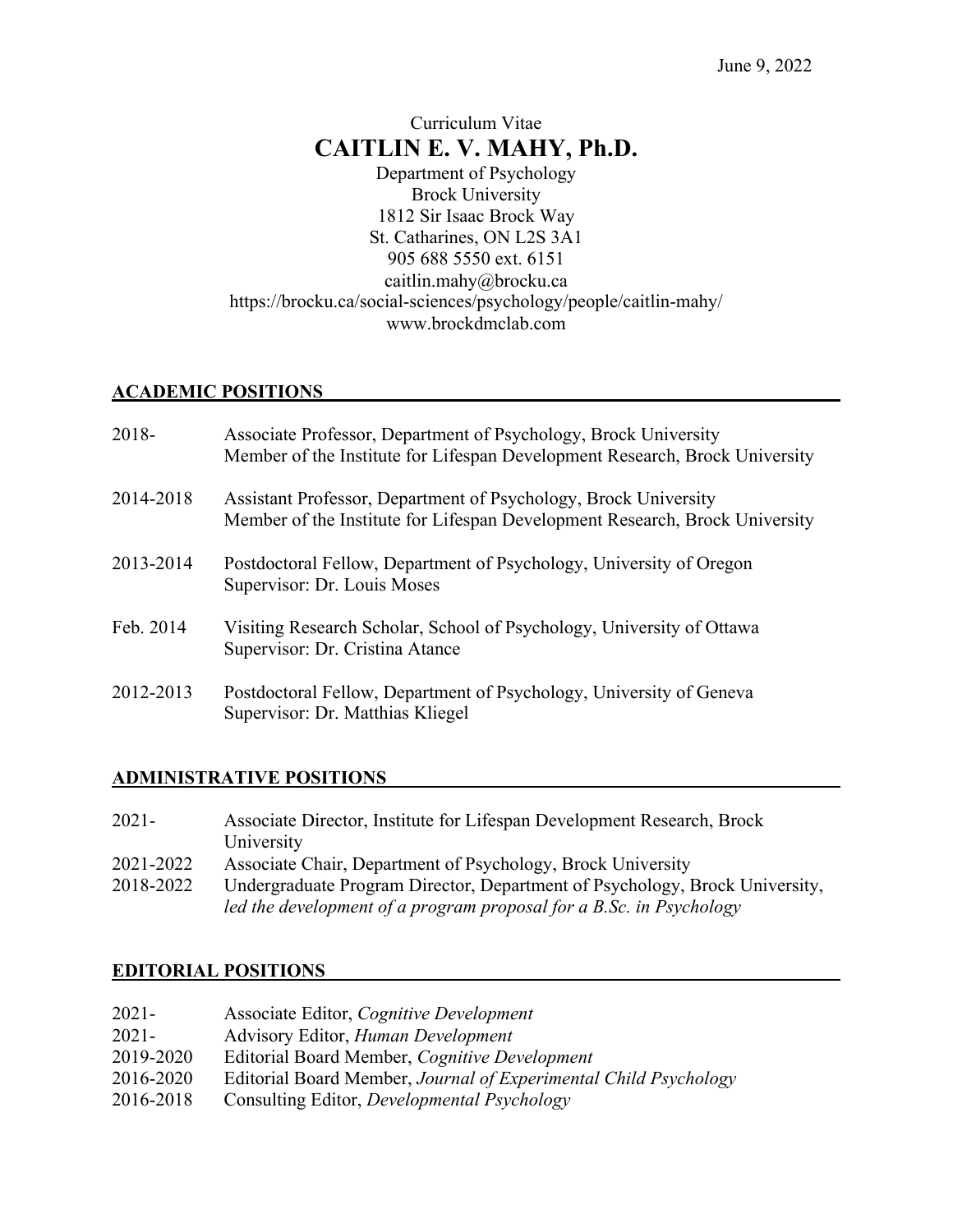June 9, 2022

Curriculum Vitae

# CAITLIN E. V. MAHY, Ph.D.

Department of Psychology
Brock University
1812 Sir Isaac Brock Way
St. Catharines, ON L2S 3A1
905 688 5550 ext. 6151
caitlin.mahy@brocku.ca
https://brocku.ca/social-sciences/psychology/people/caitlin-mahy/
www.brockdmclab.com

## ACADEMIC POSITIONS

2018- Associate Professor, Department of Psychology, Brock University
Member of the Institute for Lifespan Development Research, Brock University

2014-2018 Assistant Professor, Department of Psychology, Brock University
Member of the Institute for Lifespan Development Research, Brock University

2013-2014 Postdoctoral Fellow, Department of Psychology, University of Oregon
Supervisor: Dr. Louis Moses

Feb. 2014 Visiting Research Scholar, School of Psychology, University of Ottawa
Supervisor: Dr. Cristina Atance

2012-2013 Postdoctoral Fellow, Department of Psychology, University of Geneva
Supervisor: Dr. Matthias Kliegel

## ADMINISTRATIVE POSITIONS

2021- Associate Director, Institute for Lifespan Development Research, Brock University
2021-2022 Associate Chair, Department of Psychology, Brock University
2018-2022 Undergraduate Program Director, Department of Psychology, Brock University, *led the development of a program proposal for a B.Sc. in Psychology*

## EDITORIAL POSITIONS

2021- Associate Editor, *Cognitive Development*
2021- Advisory Editor, *Human Development*
2019-2020 Editorial Board Member, *Cognitive Development*
2016-2020 Editorial Board Member, *Journal of Experimental Child Psychology*
2016-2018 Consulting Editor, *Developmental Psychology*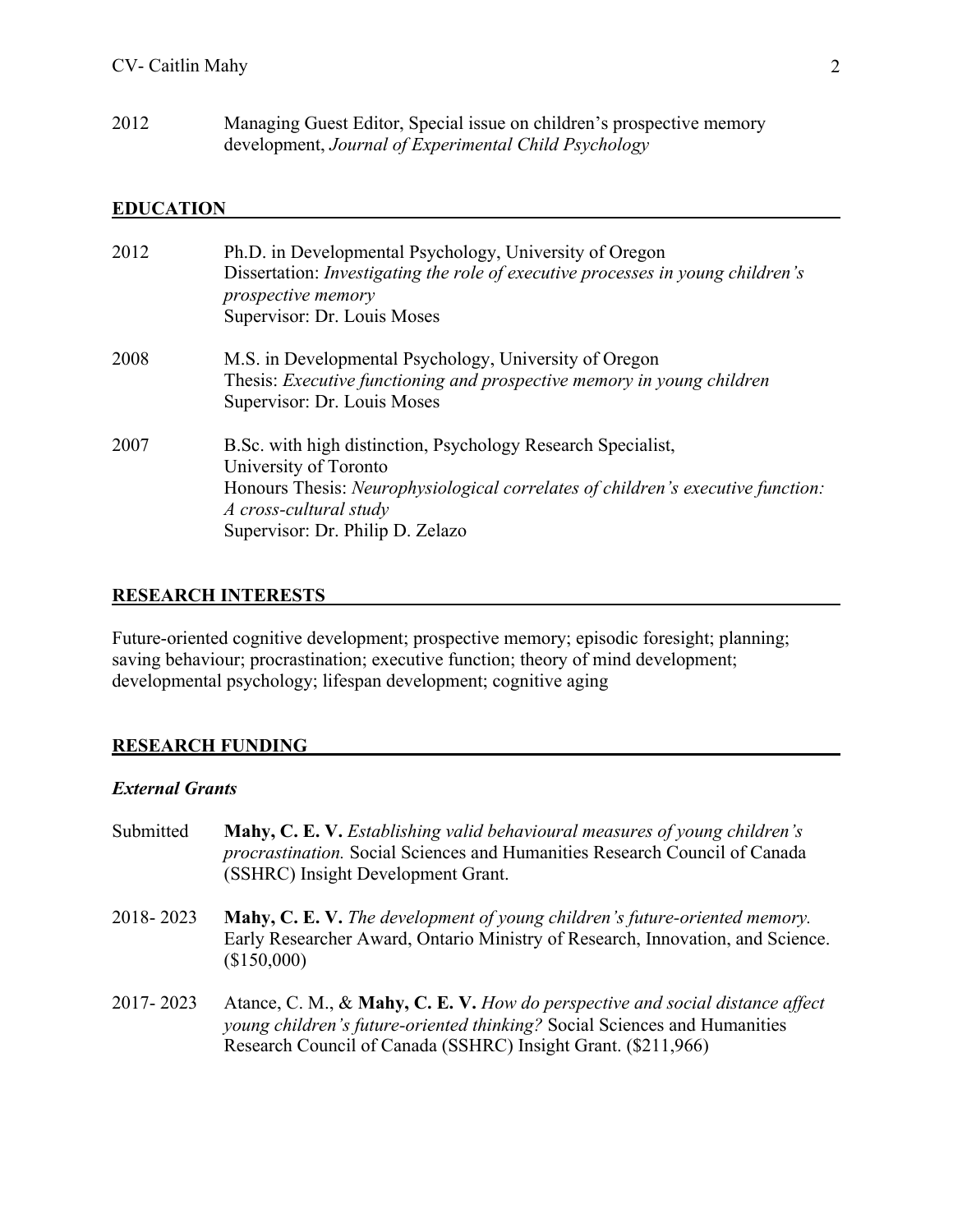2012 Managing Guest Editor, Special issue on children's prospective memory development, *Journal of Experimental Child Psychology*

## EDUCATION

2012 Ph.D. in Developmental Psychology, University of Oregon
Dissertation: *Investigating the role of executive processes in young children's prospective memory*
Supervisor: Dr. Louis Moses

2008 M.S. in Developmental Psychology, University of Oregon
Thesis: *Executive functioning and prospective memory in young children*
Supervisor: Dr. Louis Moses

2007 B.Sc. with high distinction, Psychology Research Specialist, University of Toronto
Honours Thesis: *Neurophysiological correlates of children's executive function: A cross-cultural study*
Supervisor: Dr. Philip D. Zelazo

## RESEARCH INTERESTS

Future-oriented cognitive development; prospective memory; episodic foresight; planning; saving behaviour; procrastination; executive function; theory of mind development; developmental psychology; lifespan development; cognitive aging

## RESEARCH FUNDING

### *External Grants*

Submitted **Mahy, C. E. V.** *Establishing valid behavioural measures of young children's procrastination.* Social Sciences and Humanities Research Council of Canada (SSHRC) Insight Development Grant.

2018- 2023 **Mahy, C. E. V.** *The development of young children's future-oriented memory.* Early Researcher Award, Ontario Ministry of Research, Innovation, and Science. ($150,000)

2017- 2023 Atance, C. M., & **Mahy, C. E. V.** *How do perspective and social distance affect young children's future-oriented thinking?* Social Sciences and Humanities Research Council of Canada (SSHRC) Insight Grant. ($211,966)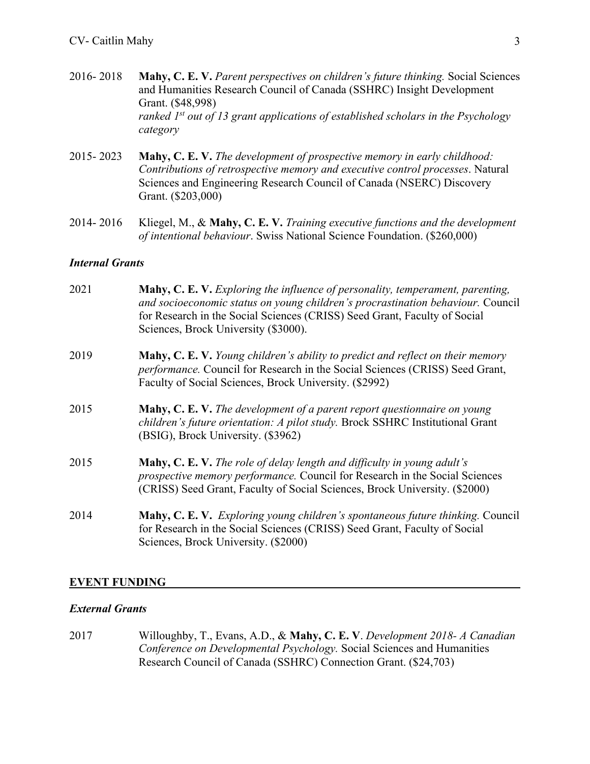2016- 2018 **Mahy, C. E. V.** *Parent perspectives on children's future thinking.* Social Sciences and Humanities Research Council of Canada (SSHRC) Insight Development Grant. ($48,998)
*ranked 1st out of 13 grant applications of established scholars in the Psychology category*

2015- 2023 **Mahy, C. E. V.** *The development of prospective memory in early childhood: Contributions of retrospective memory and executive control processes*. Natural Sciences and Engineering Research Council of Canada (NSERC) Discovery Grant. ($203,000)

2014- 2016 Kliegel, M., & **Mahy, C. E. V.** *Training executive functions and the development of intentional behaviour*. Swiss National Science Foundation. ($260,000)

### *Internal Grants*

2021 **Mahy, C. E. V.** *Exploring the influence of personality, temperament, parenting, and socioeconomic status on young children's procrastination behaviour.* Council for Research in the Social Sciences (CRISS) Seed Grant, Faculty of Social Sciences, Brock University ($3000).

2019 **Mahy, C. E. V.** *Young children's ability to predict and reflect on their memory performance.* Council for Research in the Social Sciences (CRISS) Seed Grant, Faculty of Social Sciences, Brock University. ($2992)

2015 **Mahy, C. E. V.** *The development of a parent report questionnaire on young children's future orientation: A pilot study.* Brock SSHRC Institutional Grant (BSIG), Brock University. ($3962)

2015 **Mahy, C. E. V.** *The role of delay length and difficulty in young adult's prospective memory performance.* Council for Research in the Social Sciences (CRISS) Seed Grant, Faculty of Social Sciences, Brock University. ($2000)

2014 **Mahy, C. E. V.** *Exploring young children's spontaneous future thinking.* Council for Research in the Social Sciences (CRISS) Seed Grant, Faculty of Social Sciences, Brock University. ($2000)

## EVENT FUNDING

### *External Grants*

2017 Willoughby, T., Evans, A.D., & **Mahy, C. E. V**. *Development 2018- A Canadian Conference on Developmental Psychology.* Social Sciences and Humanities Research Council of Canada (SSHRC) Connection Grant. ($24,703)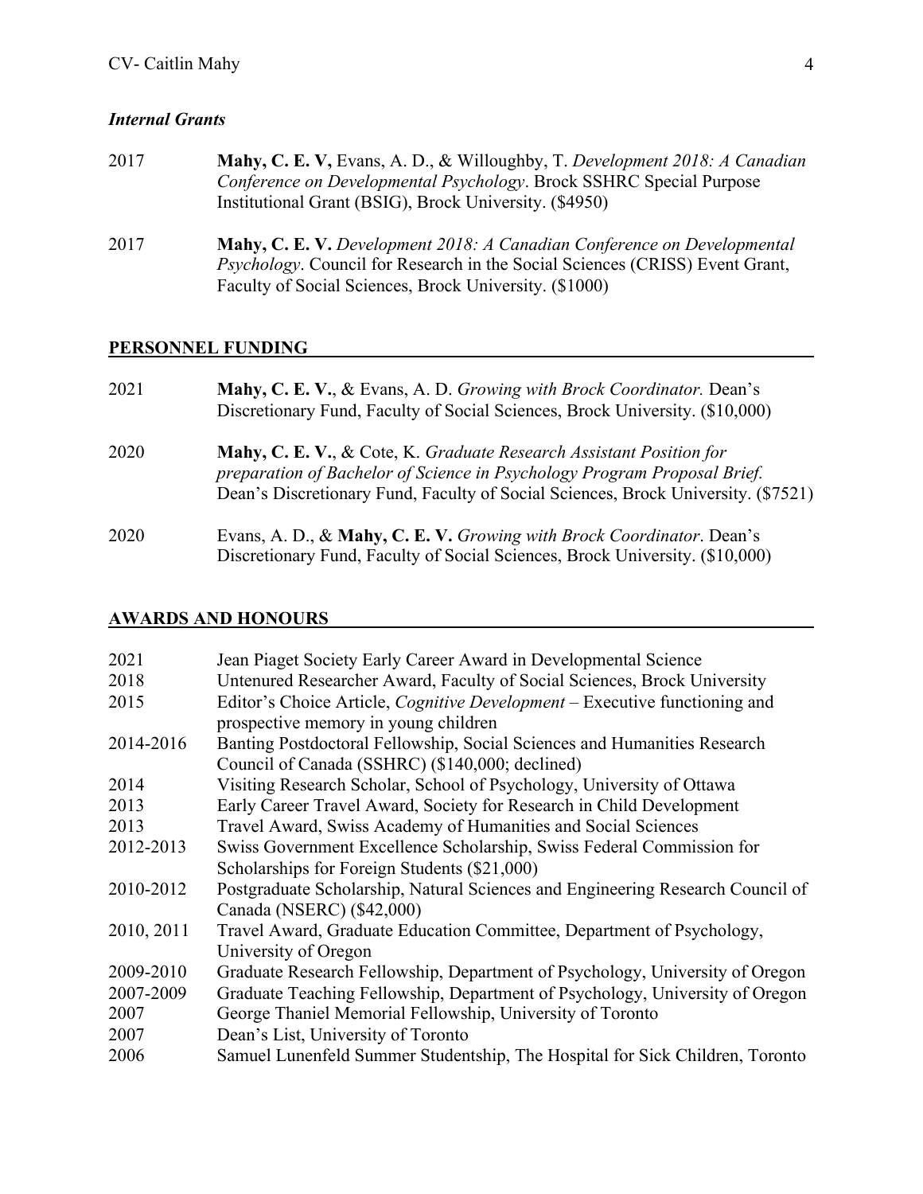### *Internal Grants*

2017 **Mahy, C. E. V,** Evans, A. D., & Willoughby, T. *Development 2018: A Canadian Conference on Developmental Psychology*. Brock SSHRC Special Purpose Institutional Grant (BSIG), Brock University. ($4950)

2017 **Mahy, C. E. V.** *Development 2018: A Canadian Conference on Developmental Psychology*. Council for Research in the Social Sciences (CRISS) Event Grant, Faculty of Social Sciences, Brock University. ($1000)

## PERSONNEL FUNDING

2021 **Mahy, C. E. V.**, & Evans, A. D. *Growing with Brock Coordinator.* Dean's Discretionary Fund, Faculty of Social Sciences, Brock University. ($10,000)

2020 **Mahy, C. E. V.**, & Cote, K. *Graduate Research Assistant Position for preparation of Bachelor of Science in Psychology Program Proposal Brief.* Dean's Discretionary Fund, Faculty of Social Sciences, Brock University. ($7521)

2020 Evans, A. D., & **Mahy, C. E. V.** *Growing with Brock Coordinator*. Dean's Discretionary Fund, Faculty of Social Sciences, Brock University. ($10,000)

## AWARDS AND HONOURS

2021 Jean Piaget Society Early Career Award in Developmental Science
2018 Untenured Researcher Award, Faculty of Social Sciences, Brock University
2015 Editor's Choice Article, *Cognitive Development* – Executive functioning and prospective memory in young children
2014-2016 Banting Postdoctoral Fellowship, Social Sciences and Humanities Research Council of Canada (SSHRC) ($140,000; declined)
2014 Visiting Research Scholar, School of Psychology, University of Ottawa
2013 Early Career Travel Award, Society for Research in Child Development
2013 Travel Award, Swiss Academy of Humanities and Social Sciences
2012-2013 Swiss Government Excellence Scholarship, Swiss Federal Commission for Scholarships for Foreign Students ($21,000)
2010-2012 Postgraduate Scholarship, Natural Sciences and Engineering Research Council of Canada (NSERC) ($42,000)
2010, 2011 Travel Award, Graduate Education Committee, Department of Psychology, University of Oregon
2009-2010 Graduate Research Fellowship, Department of Psychology, University of Oregon
2007-2009 Graduate Teaching Fellowship, Department of Psychology, University of Oregon
2007 George Thaniel Memorial Fellowship, University of Toronto
2007 Dean's List, University of Toronto
2006 Samuel Lunenfeld Summer Studentship, The Hospital for Sick Children, Toronto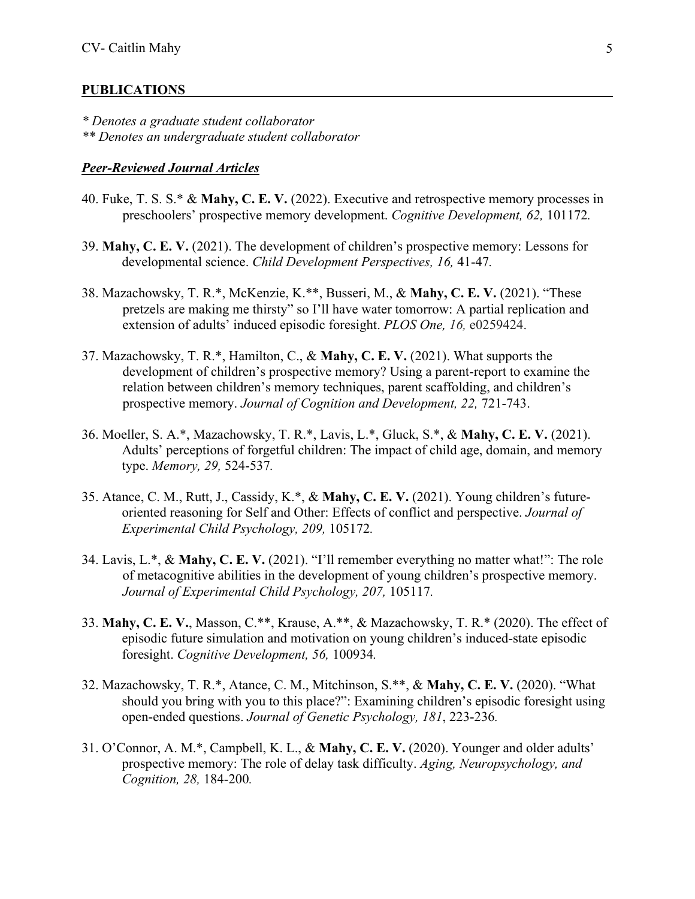## PUBLICATIONS

*\* Denotes a graduate student collaborator*
*\*\* Denotes an undergraduate student collaborator*

### ***Peer-Reviewed Journal Articles***

40. Fuke, T. S. S.* & **Mahy, C. E. V.** (2022). Executive and retrospective memory processes in preschoolers' prospective memory development. *Cognitive Development, 62,* 101172.

39. **Mahy, C. E. V.** (2021). The development of children's prospective memory: Lessons for developmental science. *Child Development Perspectives, 16,* 41-47.

38. Mazachowsky, T. R.*, McKenzie, K.**, Busseri, M., & **Mahy, C. E. V.** (2021). "These pretzels are making me thirsty" so I'll have water tomorrow: A partial replication and extension of adults' induced episodic foresight. *PLOS One, 16,* e0259424.

37. Mazachowsky, T. R.*, Hamilton, C., & **Mahy, C. E. V.** (2021). What supports the development of children's prospective memory? Using a parent-report to examine the relation between children's memory techniques, parent scaffolding, and children's prospective memory. *Journal of Cognition and Development, 22,* 721-743.

36. Moeller, S. A.*, Mazachowsky, T. R.*, Lavis, L.*, Gluck, S.*, & **Mahy, C. E. V.** (2021). Adults' perceptions of forgetful children: The impact of child age, domain, and memory type. *Memory, 29,* 524-537.

35. Atance, C. M., Rutt, J., Cassidy, K.*, & **Mahy, C. E. V.** (2021). Young children's future-oriented reasoning for Self and Other: Effects of conflict and perspective. *Journal of Experimental Child Psychology, 209,* 105172.

34. Lavis, L.*, & **Mahy, C. E. V.** (2021). "I'll remember everything no matter what!": The role of metacognitive abilities in the development of young children's prospective memory. *Journal of Experimental Child Psychology, 207,* 105117.

33. **Mahy, C. E. V.**, Masson, C.**, Krause, A.**, & Mazachowsky, T. R.* (2020). The effect of episodic future simulation and motivation on young children's induced-state episodic foresight. *Cognitive Development, 56,* 100934.

32. Mazachowsky, T. R.*, Atance, C. M., Mitchinson, S.**, & **Mahy, C. E. V.** (2020). "What should you bring with you to this place?": Examining children's episodic foresight using open-ended questions. *Journal of Genetic Psychology, 181*, 223-236.

31. O'Connor, A. M.*, Campbell, K. L., & **Mahy, C. E. V.** (2020). Younger and older adults' prospective memory: The role of delay task difficulty. *Aging, Neuropsychology, and Cognition, 28,* 184-200.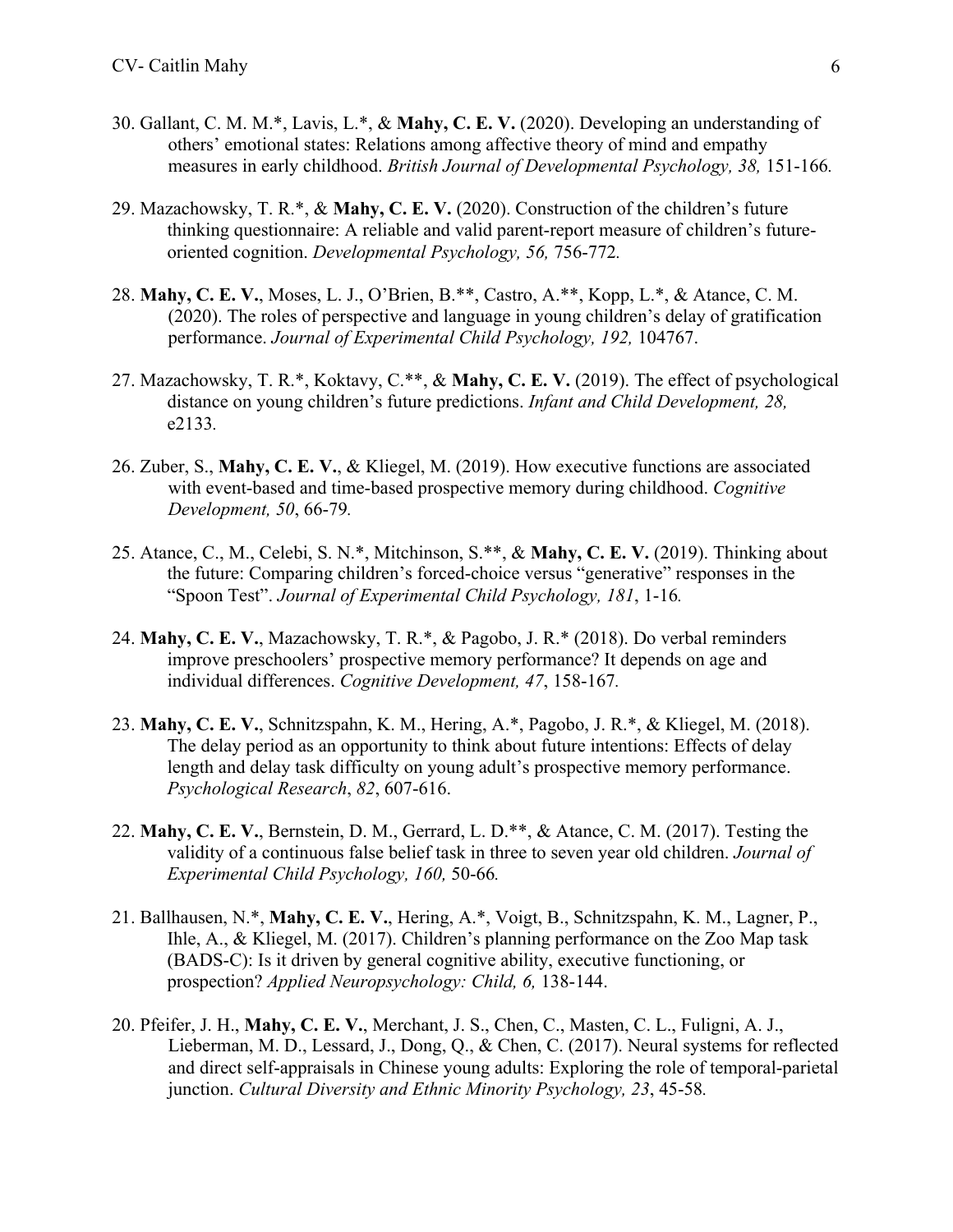30. Gallant, C. M. M.*, Lavis, L.*, & **Mahy, C. E. V.** (2020). Developing an understanding of others' emotional states: Relations among affective theory of mind and empathy measures in early childhood. *British Journal of Developmental Psychology, 38,* 151-166.

29. Mazachowsky, T. R.*, & **Mahy, C. E. V.** (2020). Construction of the children's future thinking questionnaire: A reliable and valid parent-report measure of children's future-oriented cognition. *Developmental Psychology, 56,* 756-772.

28. **Mahy, C. E. V.**, Moses, L. J., O'Brien, B.**, Castro, A.**, Kopp, L.*, & Atance, C. M. (2020). The roles of perspective and language in young children's delay of gratification performance. *Journal of Experimental Child Psychology, 192,* 104767.

27. Mazachowsky, T. R.*, Koktavy, C.**, & **Mahy, C. E. V.** (2019). The effect of psychological distance on young children's future predictions. *Infant and Child Development, 28,* e2133.

26. Zuber, S., **Mahy, C. E. V.**, & Kliegel, M. (2019). How executive functions are associated with event-based and time-based prospective memory during childhood. *Cognitive Development, 50*, 66-79.

25. Atance, C., M., Celebi, S. N.*, Mitchinson, S.**, & **Mahy, C. E. V.** (2019). Thinking about the future: Comparing children's forced-choice versus "generative" responses in the "Spoon Test". *Journal of Experimental Child Psychology, 181*, 1-16.

24. **Mahy, C. E. V.**, Mazachowsky, T. R.*, & Pagobo, J. R.* (2018). Do verbal reminders improve preschoolers' prospective memory performance? It depends on age and individual differences. *Cognitive Development, 47*, 158-167.

23. **Mahy, C. E. V.**, Schnitzspahn, K. M., Hering, A.*, Pagobo, J. R.*, & Kliegel, M. (2018). The delay period as an opportunity to think about future intentions: Effects of delay length and delay task difficulty on young adult's prospective memory performance. *Psychological Research*, *82*, 607-616.

22. **Mahy, C. E. V.**, Bernstein, D. M., Gerrard, L. D.**, & Atance, C. M. (2017). Testing the validity of a continuous false belief task in three to seven year old children. *Journal of Experimental Child Psychology, 160,* 50-66.

21. Ballhausen, N.*, **Mahy, C. E. V.**, Hering, A.*, Voigt, B., Schnitzspahn, K. M., Lagner, P., Ihle, A., & Kliegel, M. (2017). Children's planning performance on the Zoo Map task (BADS-C): Is it driven by general cognitive ability, executive functioning, or prospection? *Applied Neuropsychology: Child, 6,* 138-144.

20. Pfeifer, J. H., **Mahy, C. E. V.**, Merchant, J. S., Chen, C., Masten, C. L., Fuligni, A. J., Lieberman, M. D., Lessard, J., Dong, Q., & Chen, C. (2017). Neural systems for reflected and direct self-appraisals in Chinese young adults: Exploring the role of temporal-parietal junction. *Cultural Diversity and Ethnic Minority Psychology, 23*, 45-58.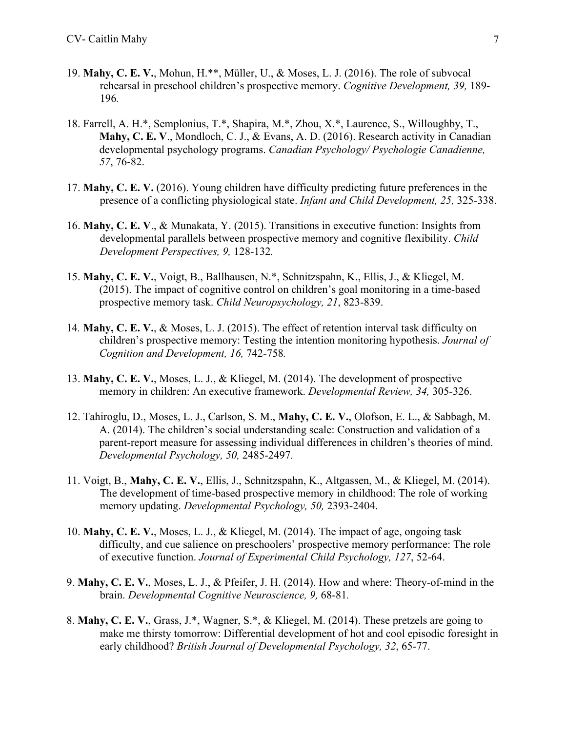19. **Mahy, C. E. V.**, Mohun, H.**, Müller, U., & Moses, L. J. (2016). The role of subvocal rehearsal in preschool children's prospective memory. *Cognitive Development, 39,* 189-196*.*

18. Farrell, A. H.*, Semplonius, T.*, Shapira, M.*, Zhou, X.*, Laurence, S., Willoughby, T., **Mahy, C. E. V**., Mondloch, C. J., & Evans, A. D. (2016). Research activity in Canadian developmental psychology programs. *Canadian Psychology/ Psychologie Canadienne, 57*, 76-82.

17. **Mahy, C. E. V.** (2016). Young children have difficulty predicting future preferences in the presence of a conflicting physiological state. *Infant and Child Development, 25,* 325-338.

16. **Mahy, C. E. V**., & Munakata, Y. (2015). Transitions in executive function: Insights from developmental parallels between prospective memory and cognitive flexibility. *Child Development Perspectives, 9,* 128-132*.*

15. **Mahy, C. E. V.**, Voigt, B., Ballhausen, N.*, Schnitzspahn, K., Ellis, J., & Kliegel, M. (2015). The impact of cognitive control on children's goal monitoring in a time-based prospective memory task. *Child Neuropsychology, 21*, 823-839.

14. **Mahy, C. E. V.**, & Moses, L. J. (2015). The effect of retention interval task difficulty on children's prospective memory: Testing the intention monitoring hypothesis. *Journal of Cognition and Development, 16,* 742-758*.*

13. **Mahy, C. E. V.**, Moses, L. J., & Kliegel, M. (2014). The development of prospective memory in children: An executive framework. *Developmental Review, 34,* 305-326.

12. Tahiroglu, D., Moses, L. J., Carlson, S. M., **Mahy, C. E. V.**, Olofson, E. L., & Sabbagh, M. A. (2014). The children's social understanding scale: Construction and validation of a parent-report measure for assessing individual differences in children's theories of mind. *Developmental Psychology, 50,* 2485-2497*.*

11. Voigt, B., **Mahy, C. E. V.**, Ellis, J., Schnitzspahn, K., Altgassen, M., & Kliegel, M. (2014). The development of time-based prospective memory in childhood: The role of working memory updating. *Developmental Psychology, 50,* 2393-2404.

10. **Mahy, C. E. V.**, Moses, L. J., & Kliegel, M. (2014). The impact of age, ongoing task difficulty, and cue salience on preschoolers' prospective memory performance: The role of executive function. *Journal of Experimental Child Psychology, 127*, 52-64.

9. **Mahy, C. E. V.**, Moses, L. J., & Pfeifer, J. H. (2014). How and where: Theory-of-mind in the brain. *Developmental Cognitive Neuroscience, 9,* 68-81*.*

8. **Mahy, C. E. V.**, Grass, J.*, Wagner, S.*, & Kliegel, M. (2014). These pretzels are going to make me thirsty tomorrow: Differential development of hot and cool episodic foresight in early childhood? *British Journal of Developmental Psychology, 32*, 65-77.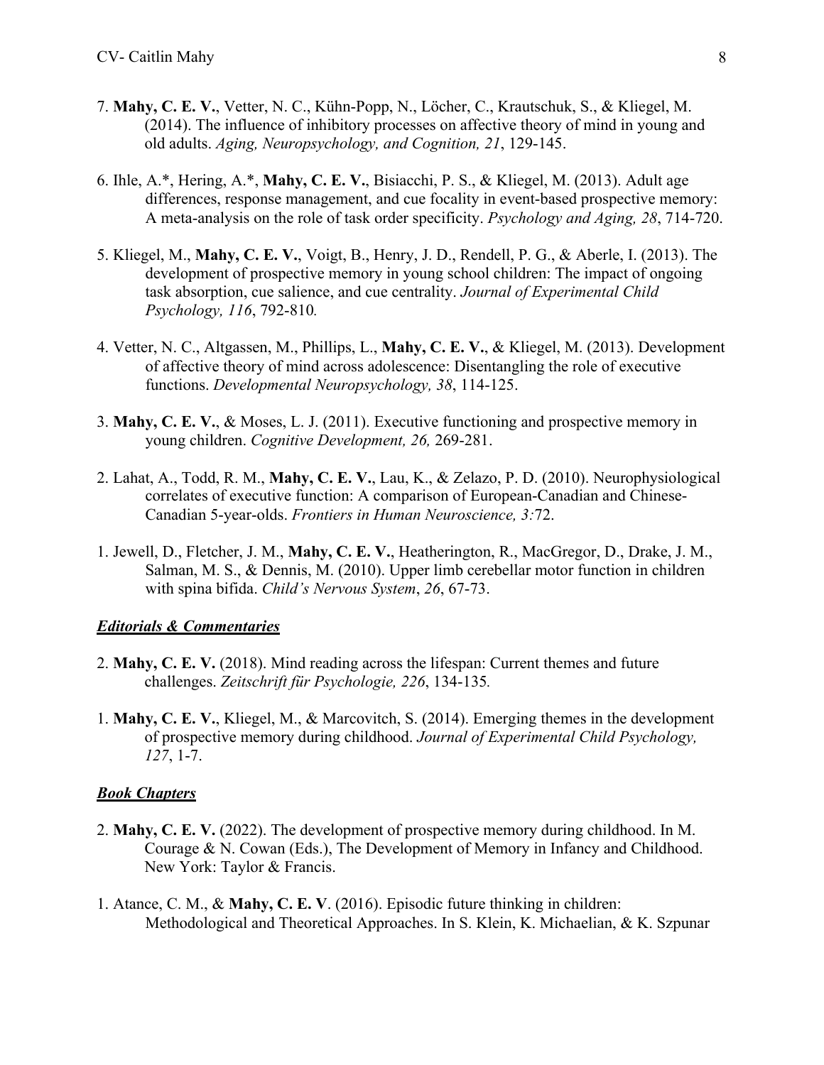7. **Mahy, C. E. V.**, Vetter, N. C., Kühn-Popp, N., Löcher, C., Krautschuk, S., & Kliegel, M. (2014). The influence of inhibitory processes on affective theory of mind in young and old adults. *Aging, Neuropsychology, and Cognition, 21*, 129-145.

6. Ihle, A.*, Hering, A.*, **Mahy, C. E. V.**, Bisiacchi, P. S., & Kliegel, M. (2013). Adult age differences, response management, and cue focality in event-based prospective memory: A meta-analysis on the role of task order specificity. *Psychology and Aging, 28*, 714-720.

5. Kliegel, M., **Mahy, C. E. V.**, Voigt, B., Henry, J. D., Rendell, P. G., & Aberle, I. (2013). The development of prospective memory in young school children: The impact of ongoing task absorption, cue salience, and cue centrality. *Journal of Experimental Child Psychology, 116*, 792-810.

4. Vetter, N. C., Altgassen, M., Phillips, L., **Mahy, C. E. V.**, & Kliegel, M. (2013). Development of affective theory of mind across adolescence: Disentangling the role of executive functions. *Developmental Neuropsychology, 38*, 114-125.

3. **Mahy, C. E. V.**, & Moses, L. J. (2011). Executive functioning and prospective memory in young children. *Cognitive Development, 26,* 269-281.

2. Lahat, A., Todd, R. M., **Mahy, C. E. V.**, Lau, K., & Zelazo, P. D. (2010). Neurophysiological correlates of executive function: A comparison of European-Canadian and Chinese-Canadian 5-year-olds. *Frontiers in Human Neuroscience, 3:*72.

1. Jewell, D., Fletcher, J. M., **Mahy, C. E. V.**, Heatherington, R., MacGregor, D., Drake, J. M., Salman, M. S., & Dennis, M. (2010). Upper limb cerebellar motor function in children with spina bifida. *Child's Nervous System*, *26*, 67-73.

***Editorials & Commentaries***

2. **Mahy, C. E. V.** (2018). Mind reading across the lifespan: Current themes and future challenges. *Zeitschrift für Psychologie, 226*, 134-135*.*

1. **Mahy, C. E. V.**, Kliegel, M., & Marcovitch, S. (2014). Emerging themes in the development of prospective memory during childhood. *Journal of Experimental Child Psychology, 127*, 1-7.

***Book Chapters***

2. **Mahy, C. E. V.** (2022). The development of prospective memory during childhood. In M. Courage & N. Cowan (Eds.), The Development of Memory in Infancy and Childhood. New York: Taylor & Francis.

1. Atance, C. M., & **Mahy, C. E. V**. (2016). Episodic future thinking in children: Methodological and Theoretical Approaches. In S. Klein, K. Michaelian, & K. Szpunar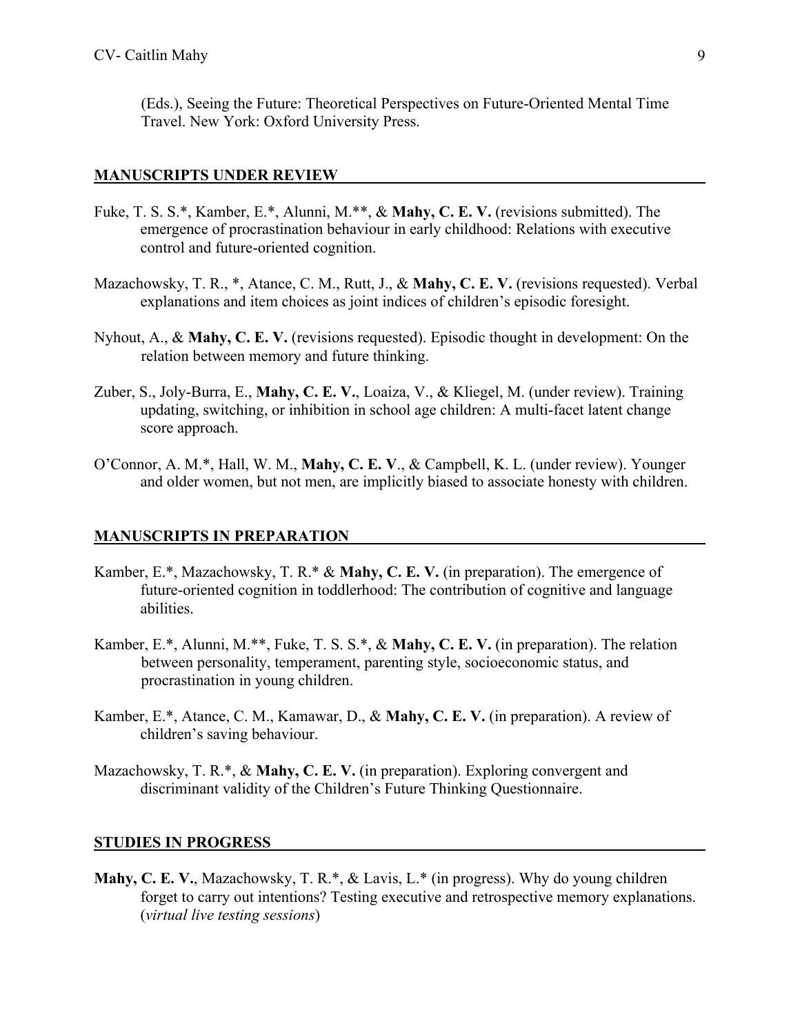(Eds.), Seeing the Future: Theoretical Perspectives on Future-Oriented Mental Time Travel. New York: Oxford University Press.

## MANUSCRIPTS UNDER REVIEW

Fuke, T. S. S.*, Kamber, E.*, Alunni, M.**, & **Mahy, C. E. V.** (revisions submitted). The emergence of procrastination behaviour in early childhood: Relations with executive control and future-oriented cognition.

Mazachowsky, T. R., *, Atance, C. M., Rutt, J., & **Mahy, C. E. V.** (revisions requested). Verbal explanations and item choices as joint indices of children's episodic foresight.

Nyhout, A., & **Mahy, C. E. V.** (revisions requested). Episodic thought in development: On the relation between memory and future thinking.

Zuber, S., Joly-Burra, E., **Mahy, C. E. V.**, Loaiza, V., & Kliegel, M. (under review). Training updating, switching, or inhibition in school age children: A multi-facet latent change score approach.

O'Connor, A. M.*, Hall, W. M., **Mahy, C. E. V**., & Campbell, K. L. (under review). Younger and older women, but not men, are implicitly biased to associate honesty with children.

## MANUSCRIPTS IN PREPARATION

Kamber, E.*, Mazachowsky, T. R.* & **Mahy, C. E. V.** (in preparation). The emergence of future-oriented cognition in toddlerhood: The contribution of cognitive and language abilities.

Kamber, E.*, Alunni, M.**, Fuke, T. S. S.*, & **Mahy, C. E. V.** (in preparation). The relation between personality, temperament, parenting style, socioeconomic status, and procrastination in young children.

Kamber, E.*, Atance, C. M., Kamawar, D., & **Mahy, C. E. V.** (in preparation). A review of children's saving behaviour.

Mazachowsky, T. R.*, & **Mahy, C. E. V.** (in preparation). Exploring convergent and discriminant validity of the Children's Future Thinking Questionnaire.

## STUDIES IN PROGRESS

**Mahy, C. E. V.**, Mazachowsky, T. R.*, & Lavis, L.* (in progress). Why do young children forget to carry out intentions? Testing executive and retrospective memory explanations. (*virtual live testing sessions*)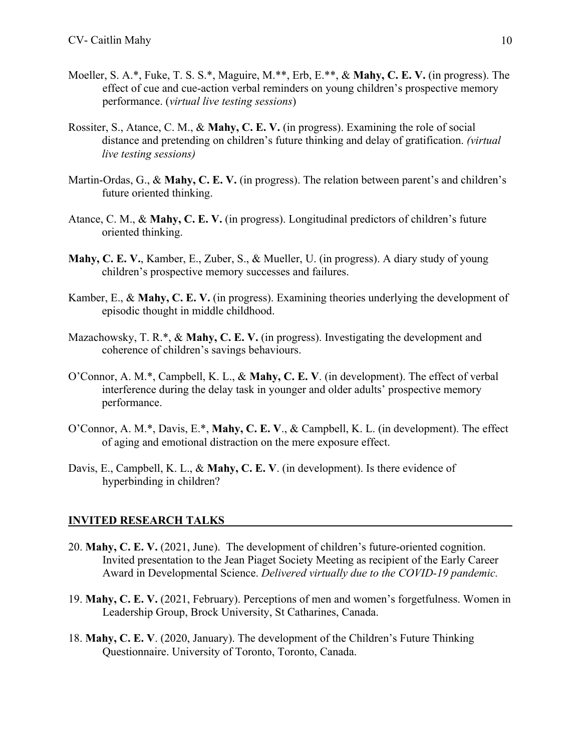Moeller, S. A.*, Fuke, T. S. S.*, Maguire, M.**, Erb, E.**, & **Mahy, C. E. V.** (in progress). The effect of cue and cue-action verbal reminders on young children's prospective memory performance. (*virtual live testing sessions*)

Rossiter, S., Atance, C. M., & **Mahy, C. E. V.** (in progress). Examining the role of social distance and pretending on children's future thinking and delay of gratification. *(virtual live testing sessions)*

Martin-Ordas, G., & **Mahy, C. E. V.** (in progress). The relation between parent's and children's future oriented thinking.

Atance, C. M., & **Mahy, C. E. V.** (in progress). Longitudinal predictors of children's future oriented thinking.

**Mahy, C. E. V.**, Kamber, E., Zuber, S., & Mueller, U. (in progress). A diary study of young children's prospective memory successes and failures.

Kamber, E., & **Mahy, C. E. V.** (in progress). Examining theories underlying the development of episodic thought in middle childhood.

Mazachowsky, T. R.*, & **Mahy, C. E. V.** (in progress). Investigating the development and coherence of children's savings behaviours.

O'Connor, A. M.*, Campbell, K. L., & **Mahy, C. E. V**. (in development). The effect of verbal interference during the delay task in younger and older adults' prospective memory performance.

O'Connor, A. M.*, Davis, E.*, **Mahy, C. E. V**., & Campbell, K. L. (in development). The effect of aging and emotional distraction on the mere exposure effect.

Davis, E., Campbell, K. L., & **Mahy, C. E. V**. (in development). Is there evidence of hyperbinding in children?

## INVITED RESEARCH TALKS

20. **Mahy, C. E. V.** (2021, June). The development of children's future-oriented cognition. Invited presentation to the Jean Piaget Society Meeting as recipient of the Early Career Award in Developmental Science. *Delivered virtually due to the COVID-19 pandemic.*

19. **Mahy, C. E. V.** (2021, February). Perceptions of men and women's forgetfulness. Women in Leadership Group, Brock University, St Catharines, Canada.

18. **Mahy, C. E. V**. (2020, January). The development of the Children's Future Thinking Questionnaire. University of Toronto, Toronto, Canada.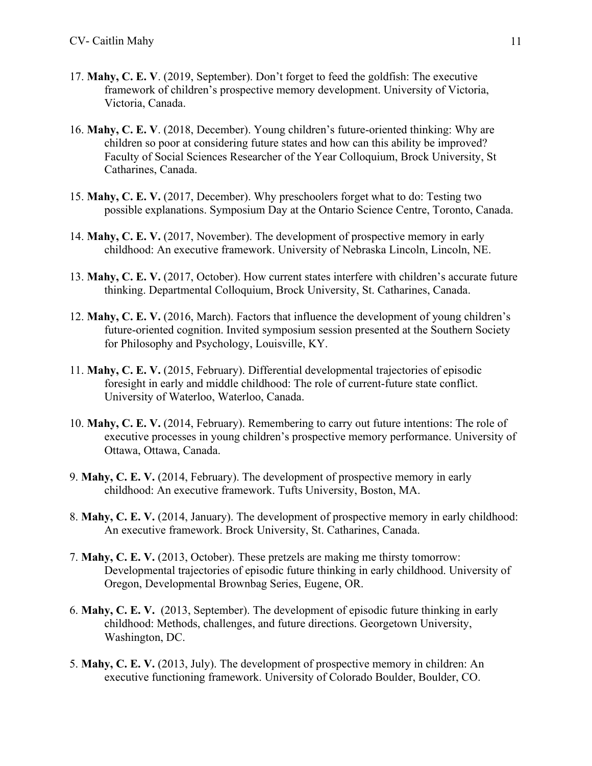17. **Mahy, C. E. V**. (2019, September). Don't forget to feed the goldfish: The executive framework of children's prospective memory development. University of Victoria, Victoria, Canada.

16. **Mahy, C. E. V**. (2018, December). Young children's future-oriented thinking: Why are children so poor at considering future states and how can this ability be improved? Faculty of Social Sciences Researcher of the Year Colloquium, Brock University, St Catharines, Canada.

15. **Mahy, C. E. V.** (2017, December). Why preschoolers forget what to do: Testing two possible explanations. Symposium Day at the Ontario Science Centre, Toronto, Canada.

14. **Mahy, C. E. V.** (2017, November). The development of prospective memory in early childhood: An executive framework. University of Nebraska Lincoln, Lincoln, NE.

13. **Mahy, C. E. V.** (2017, October). How current states interfere with children's accurate future thinking. Departmental Colloquium, Brock University, St. Catharines, Canada.

12. **Mahy, C. E. V.** (2016, March). Factors that influence the development of young children's future-oriented cognition. Invited symposium session presented at the Southern Society for Philosophy and Psychology, Louisville, KY.

11. **Mahy, C. E. V.** (2015, February). Differential developmental trajectories of episodic foresight in early and middle childhood: The role of current-future state conflict. University of Waterloo, Waterloo, Canada.

10. **Mahy, C. E. V.** (2014, February). Remembering to carry out future intentions: The role of executive processes in young children's prospective memory performance. University of Ottawa, Ottawa, Canada.

9. **Mahy, C. E. V.** (2014, February). The development of prospective memory in early childhood: An executive framework. Tufts University, Boston, MA.

8. **Mahy, C. E. V.** (2014, January). The development of prospective memory in early childhood: An executive framework. Brock University, St. Catharines, Canada.

7. **Mahy, C. E. V.** (2013, October). These pretzels are making me thirsty tomorrow: Developmental trajectories of episodic future thinking in early childhood. University of Oregon, Developmental Brownbag Series, Eugene, OR.

6. **Mahy, C. E. V.** (2013, September). The development of episodic future thinking in early childhood: Methods, challenges, and future directions. Georgetown University, Washington, DC.

5. **Mahy, C. E. V.** (2013, July). The development of prospective memory in children: An executive functioning framework. University of Colorado Boulder, Boulder, CO.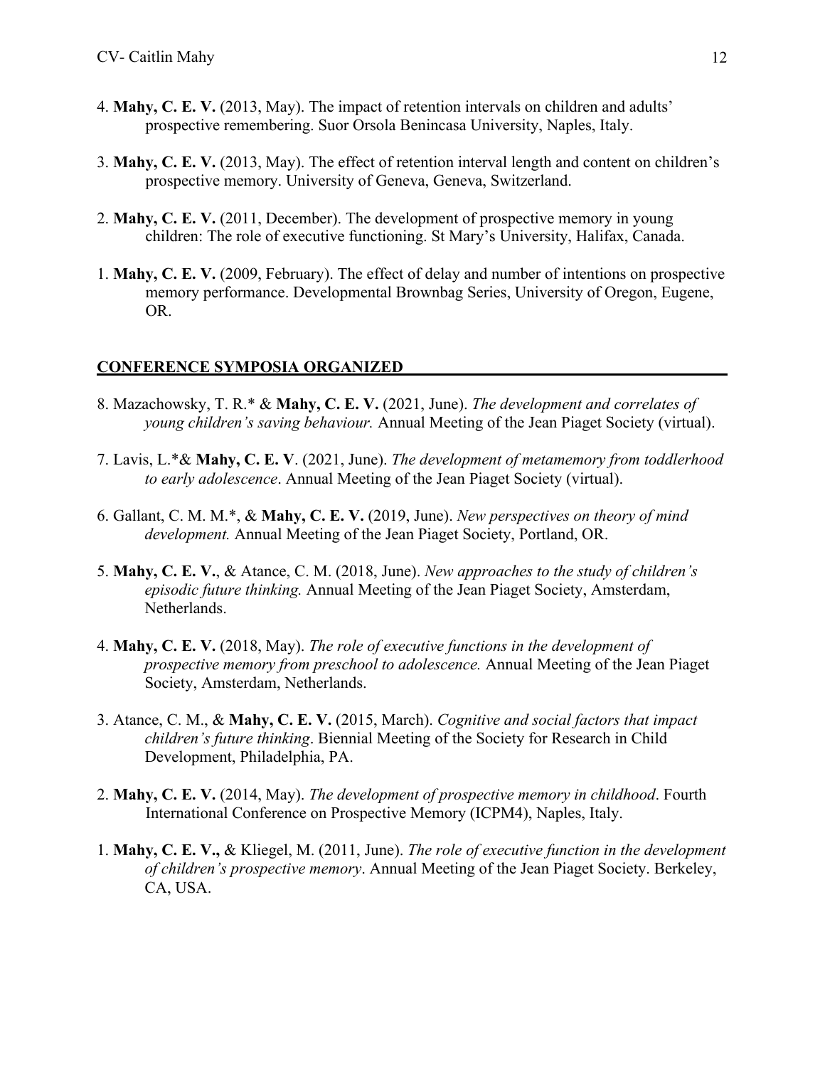4. **Mahy, C. E. V.** (2013, May). The impact of retention intervals on children and adults' prospective remembering. Suor Orsola Benincasa University, Naples, Italy.

3. **Mahy, C. E. V.** (2013, May). The effect of retention interval length and content on children's prospective memory. University of Geneva, Geneva, Switzerland.

2. **Mahy, C. E. V.** (2011, December). The development of prospective memory in young children: The role of executive functioning. St Mary's University, Halifax, Canada.

1. **Mahy, C. E. V.** (2009, February). The effect of delay and number of intentions on prospective memory performance. Developmental Brownbag Series, University of Oregon, Eugene, OR.

## CONFERENCE SYMPOSIA ORGANIZED

8. Mazachowsky, T. R.* & **Mahy, C. E. V.** (2021, June). *The development and correlates of young children's saving behaviour.* Annual Meeting of the Jean Piaget Society (virtual).

7. Lavis, L.*& **Mahy, C. E. V**. (2021, June). *The development of metamemory from toddlerhood to early adolescence*. Annual Meeting of the Jean Piaget Society (virtual).

6. Gallant, C. M. M.*, & **Mahy, C. E. V.** (2019, June). *New perspectives on theory of mind development.* Annual Meeting of the Jean Piaget Society, Portland, OR.

5. **Mahy, C. E. V.**, & Atance, C. M. (2018, June). *New approaches to the study of children's episodic future thinking.* Annual Meeting of the Jean Piaget Society, Amsterdam, Netherlands.

4. **Mahy, C. E. V.** (2018, May). *The role of executive functions in the development of prospective memory from preschool to adolescence.* Annual Meeting of the Jean Piaget Society, Amsterdam, Netherlands.

3. Atance, C. M., & **Mahy, C. E. V.** (2015, March). *Cognitive and social factors that impact children's future thinking*. Biennial Meeting of the Society for Research in Child Development, Philadelphia, PA.

2. **Mahy, C. E. V.** (2014, May). *The development of prospective memory in childhood*. Fourth International Conference on Prospective Memory (ICPM4), Naples, Italy.

1. **Mahy, C. E. V.,** & Kliegel, M. (2011, June). *The role of executive function in the development of children's prospective memory*. Annual Meeting of the Jean Piaget Society. Berkeley, CA, USA.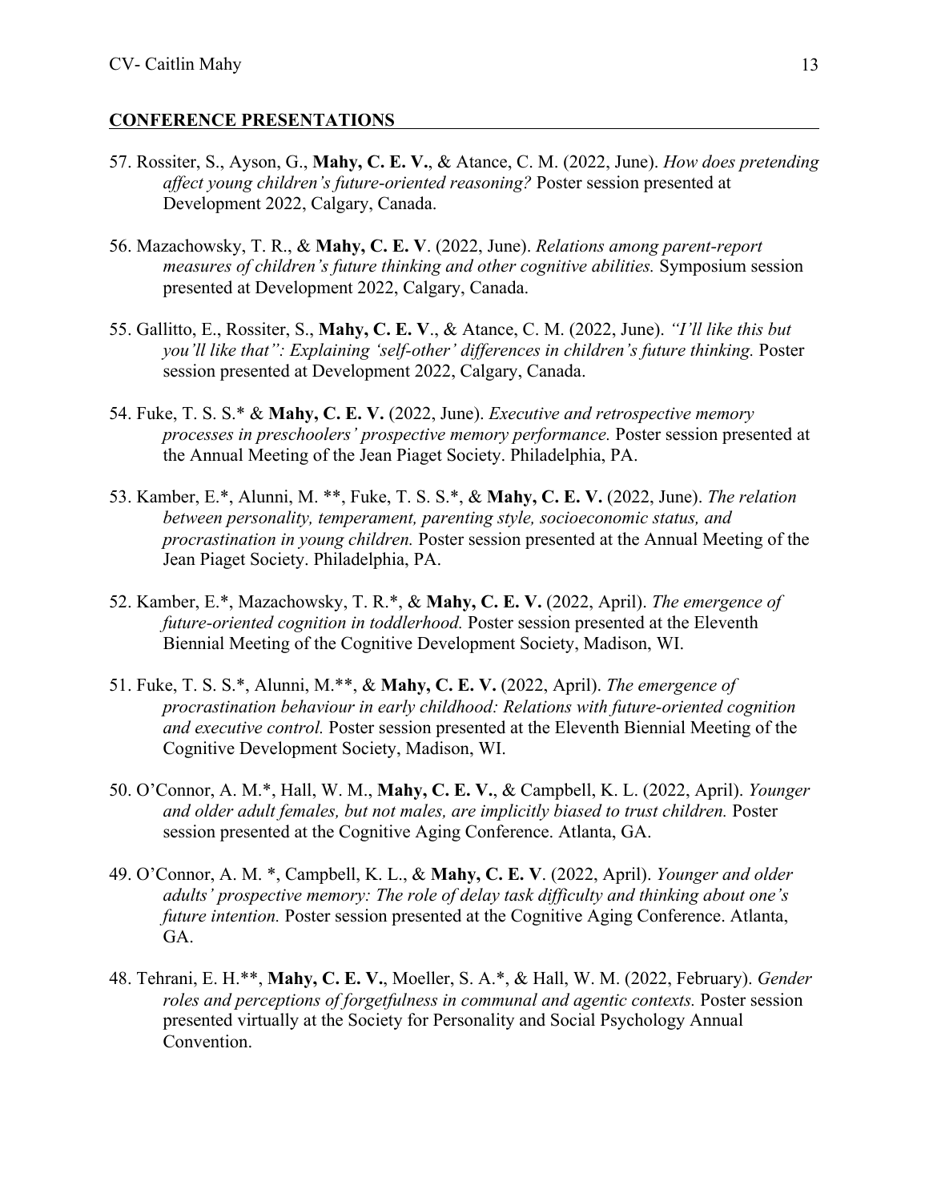## CONFERENCE PRESENTATIONS

57. Rossiter, S., Ayson, G., **Mahy, C. E. V.**, & Atance, C. M. (2022, June). *How does pretending affect young children's future-oriented reasoning?* Poster session presented at Development 2022, Calgary, Canada.

56. Mazachowsky, T. R., & **Mahy, C. E. V**. (2022, June). *Relations among parent-report measures of children's future thinking and other cognitive abilities.* Symposium session presented at Development 2022, Calgary, Canada.

55. Gallitto, E., Rossiter, S., **Mahy, C. E. V**., & Atance, C. M. (2022, June). *"I'll like this but you'll like that": Explaining 'self-other' differences in children's future thinking.* Poster session presented at Development 2022, Calgary, Canada.

54. Fuke, T. S. S.* & **Mahy, C. E. V.** (2022, June). *Executive and retrospective memory processes in preschoolers' prospective memory performance.* Poster session presented at the Annual Meeting of the Jean Piaget Society. Philadelphia, PA.

53. Kamber, E.*, Alunni, M. **, Fuke, T. S. S.*, & **Mahy, C. E. V.** (2022, June). *The relation between personality, temperament, parenting style, socioeconomic status, and procrastination in young children.* Poster session presented at the Annual Meeting of the Jean Piaget Society. Philadelphia, PA.

52. Kamber, E.*, Mazachowsky, T. R.*, & **Mahy, C. E. V.** (2022, April). *The emergence of future-oriented cognition in toddlerhood.* Poster session presented at the Eleventh Biennial Meeting of the Cognitive Development Society, Madison, WI.

51. Fuke, T. S. S.*, Alunni, M.**, & **Mahy, C. E. V.** (2022, April). *The emergence of procrastination behaviour in early childhood: Relations with future-oriented cognition and executive control.* Poster session presented at the Eleventh Biennial Meeting of the Cognitive Development Society, Madison, WI.

50. O'Connor, A. M.*, Hall, W. M., **Mahy, C. E. V.**, & Campbell, K. L. (2022, April). *Younger and older adult females, but not males, are implicitly biased to trust children.* Poster session presented at the Cognitive Aging Conference. Atlanta, GA.

49. O'Connor, A. M. *, Campbell, K. L., & **Mahy, C. E. V**. (2022, April). *Younger and older adults' prospective memory: The role of delay task difficulty and thinking about one's future intention.* Poster session presented at the Cognitive Aging Conference. Atlanta, GA.

48. Tehrani, E. H.**, **Mahy, C. E. V.**, Moeller, S. A.*, & Hall, W. M. (2022, February). *Gender roles and perceptions of forgetfulness in communal and agentic contexts.* Poster session presented virtually at the Society for Personality and Social Psychology Annual Convention.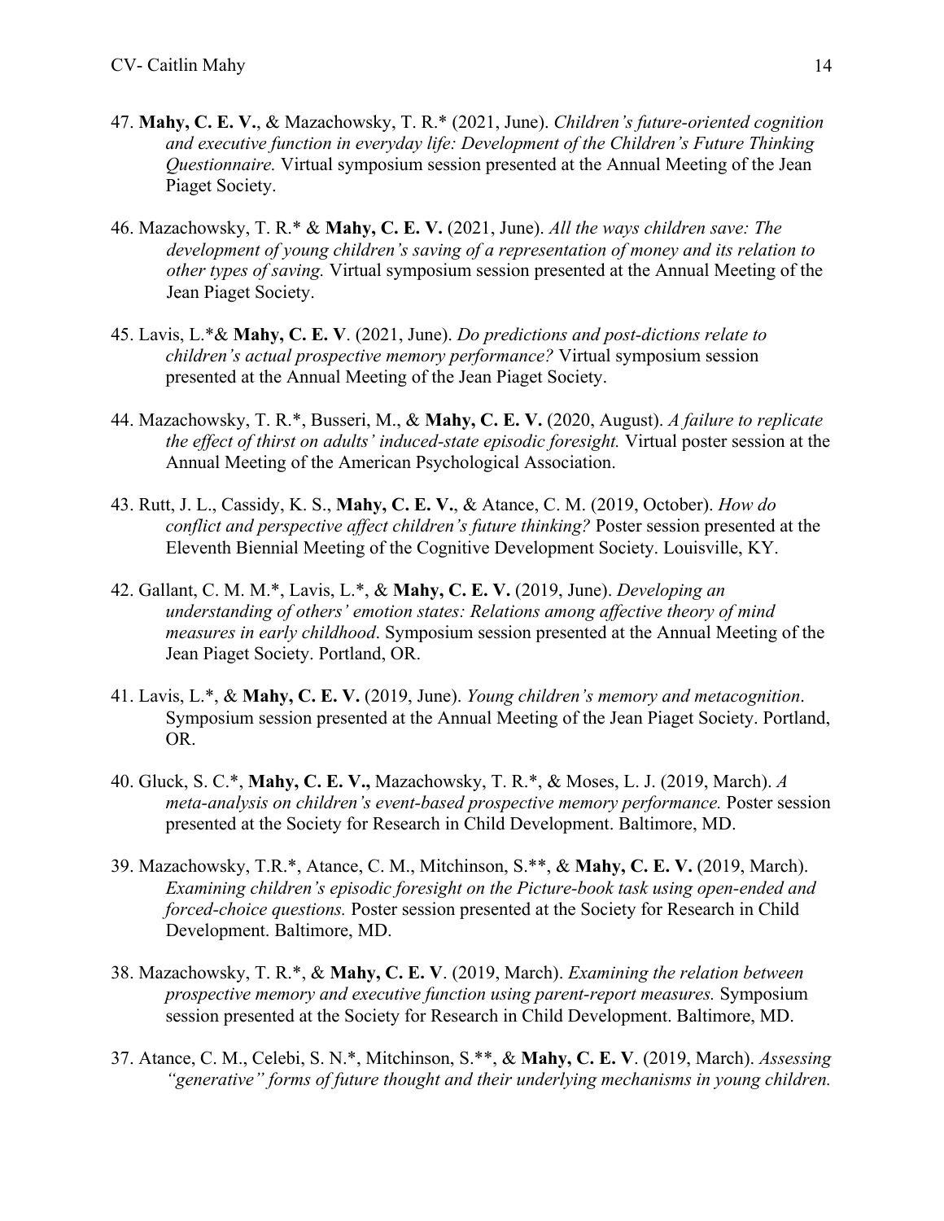47. **Mahy, C. E. V.**, & Mazachowsky, T. R.* (2021, June). *Children's future-oriented cognition and executive function in everyday life: Development of the Children's Future Thinking Questionnaire.* Virtual symposium session presented at the Annual Meeting of the Jean Piaget Society.

46. Mazachowsky, T. R.* & **Mahy, C. E. V.** (2021, June). *All the ways children save: The development of young children's saving of a representation of money and its relation to other types of saving.* Virtual symposium session presented at the Annual Meeting of the Jean Piaget Society.

45. Lavis, L.*& **Mahy, C. E. V**. (2021, June). *Do predictions and post-dictions relate to children's actual prospective memory performance?* Virtual symposium session presented at the Annual Meeting of the Jean Piaget Society.

44. Mazachowsky, T. R.*, Busseri, M., & **Mahy, C. E. V.** (2020, August). *A failure to replicate the effect of thirst on adults' induced-state episodic foresight.* Virtual poster session at the Annual Meeting of the American Psychological Association.

43. Rutt, J. L., Cassidy, K. S., **Mahy, C. E. V.**, & Atance, C. M. (2019, October). *How do conflict and perspective affect children's future thinking?* Poster session presented at the Eleventh Biennial Meeting of the Cognitive Development Society. Louisville, KY.

42. Gallant, C. M. M.*, Lavis, L.*, & **Mahy, C. E. V.** (2019, June). *Developing an understanding of others' emotion states: Relations among affective theory of mind measures in early childhood*. Symposium session presented at the Annual Meeting of the Jean Piaget Society. Portland, OR.

41. Lavis, L.*, & **Mahy, C. E. V.** (2019, June). *Young children's memory and metacognition*. Symposium session presented at the Annual Meeting of the Jean Piaget Society. Portland, OR.

40. Gluck, S. C.*, **Mahy, C. E. V.,** Mazachowsky, T. R.*, & Moses, L. J. (2019, March). *A meta-analysis on children's event-based prospective memory performance.* Poster session presented at the Society for Research in Child Development. Baltimore, MD.

39. Mazachowsky, T.R.*, Atance, C. M., Mitchinson, S.**, & **Mahy, C. E. V.** (2019, March). *Examining children's episodic foresight on the Picture-book task using open-ended and forced-choice questions.* Poster session presented at the Society for Research in Child Development. Baltimore, MD.

38. Mazachowsky, T. R.*, & **Mahy, C. E. V**. (2019, March). *Examining the relation between prospective memory and executive function using parent-report measures.* Symposium session presented at the Society for Research in Child Development. Baltimore, MD.

37. Atance, C. M., Celebi, S. N.*, Mitchinson, S.**, & **Mahy, C. E. V**. (2019, March). *Assessing "generative" forms of future thought and their underlying mechanisms in young children.*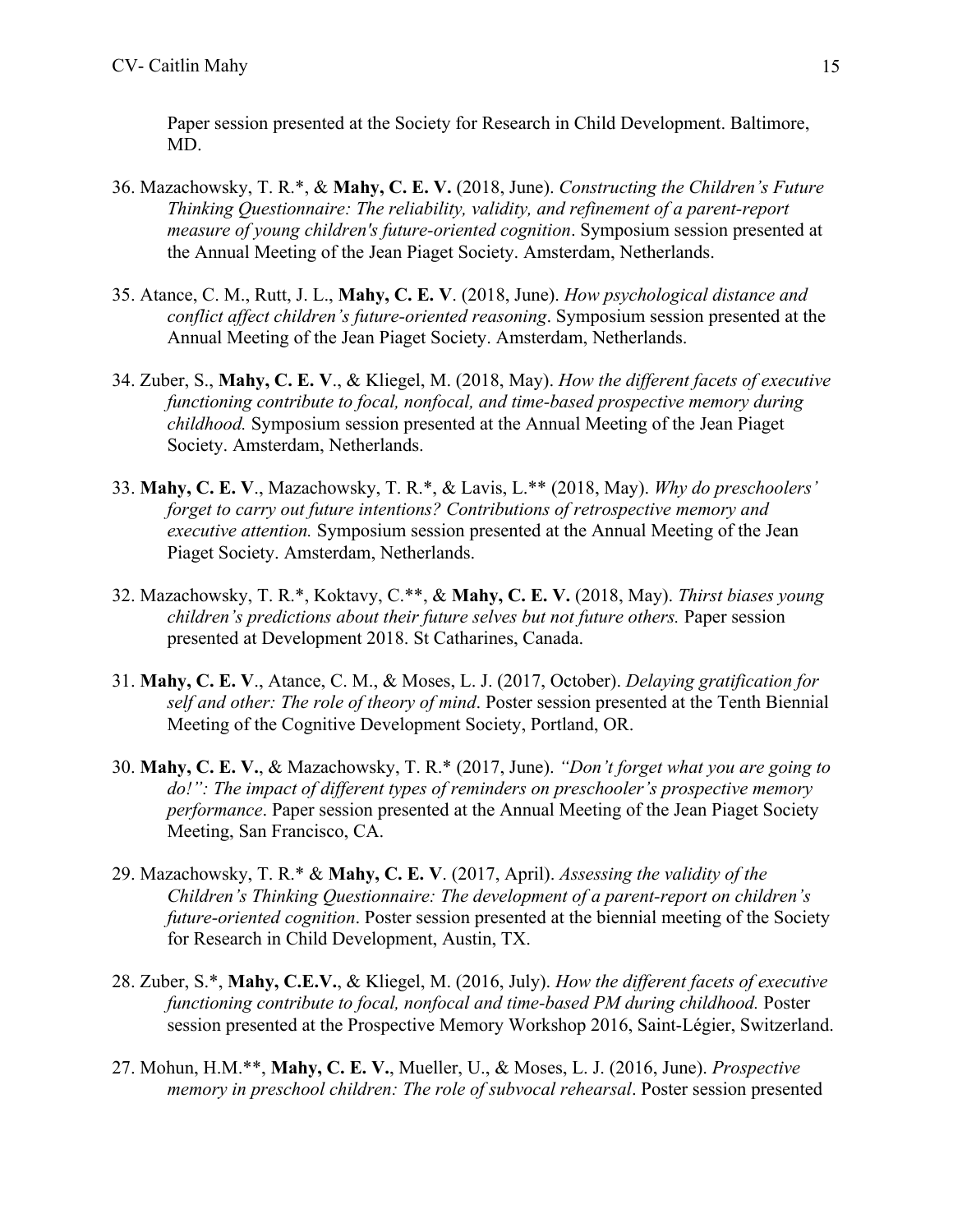Paper session presented at the Society for Research in Child Development. Baltimore, MD.

36. Mazachowsky, T. R.*, & **Mahy, C. E. V.** (2018, June). *Constructing the Children's Future Thinking Questionnaire: The reliability, validity, and refinement of a parent-report measure of young children's future-oriented cognition*. Symposium session presented at the Annual Meeting of the Jean Piaget Society. Amsterdam, Netherlands.

35. Atance, C. M., Rutt, J. L., **Mahy, C. E. V**. (2018, June). *How psychological distance and conflict affect children's future-oriented reasoning*. Symposium session presented at the Annual Meeting of the Jean Piaget Society. Amsterdam, Netherlands.

34. Zuber, S., **Mahy, C. E. V**., & Kliegel, M. (2018, May). *How the different facets of executive functioning contribute to focal, nonfocal, and time-based prospective memory during childhood.* Symposium session presented at the Annual Meeting of the Jean Piaget Society. Amsterdam, Netherlands.

33. **Mahy, C. E. V**., Mazachowsky, T. R.*, & Lavis, L.** (2018, May). *Why do preschoolers' forget to carry out future intentions? Contributions of retrospective memory and executive attention.* Symposium session presented at the Annual Meeting of the Jean Piaget Society. Amsterdam, Netherlands.

32. Mazachowsky, T. R.*, Koktavy, C.**, & **Mahy, C. E. V.** (2018, May). *Thirst biases young children's predictions about their future selves but not future others.* Paper session presented at Development 2018. St Catharines, Canada.

31. **Mahy, C. E. V**., Atance, C. M., & Moses, L. J. (2017, October). *Delaying gratification for self and other: The role of theory of mind*. Poster session presented at the Tenth Biennial Meeting of the Cognitive Development Society, Portland, OR.

30. **Mahy, C. E. V.**, & Mazachowsky, T. R.* (2017, June). *"Don't forget what you are going to do!": The impact of different types of reminders on preschooler's prospective memory performance*. Paper session presented at the Annual Meeting of the Jean Piaget Society Meeting, San Francisco, CA.

29. Mazachowsky, T. R.* & **Mahy, C. E. V**. (2017, April). *Assessing the validity of the Children's Thinking Questionnaire: The development of a parent-report on children's future-oriented cognition*. Poster session presented at the biennial meeting of the Society for Research in Child Development, Austin, TX.

28. Zuber, S.*, **Mahy, C.E.V.**, & Kliegel, M. (2016, July). *How the different facets of executive functioning contribute to focal, nonfocal and time-based PM during childhood.* Poster session presented at the Prospective Memory Workshop 2016, Saint-Légier, Switzerland.

27. Mohun, H.M.**, **Mahy, C. E. V.**, Mueller, U., & Moses, L. J. (2016, June). *Prospective memory in preschool children: The role of subvocal rehearsal*. Poster session presented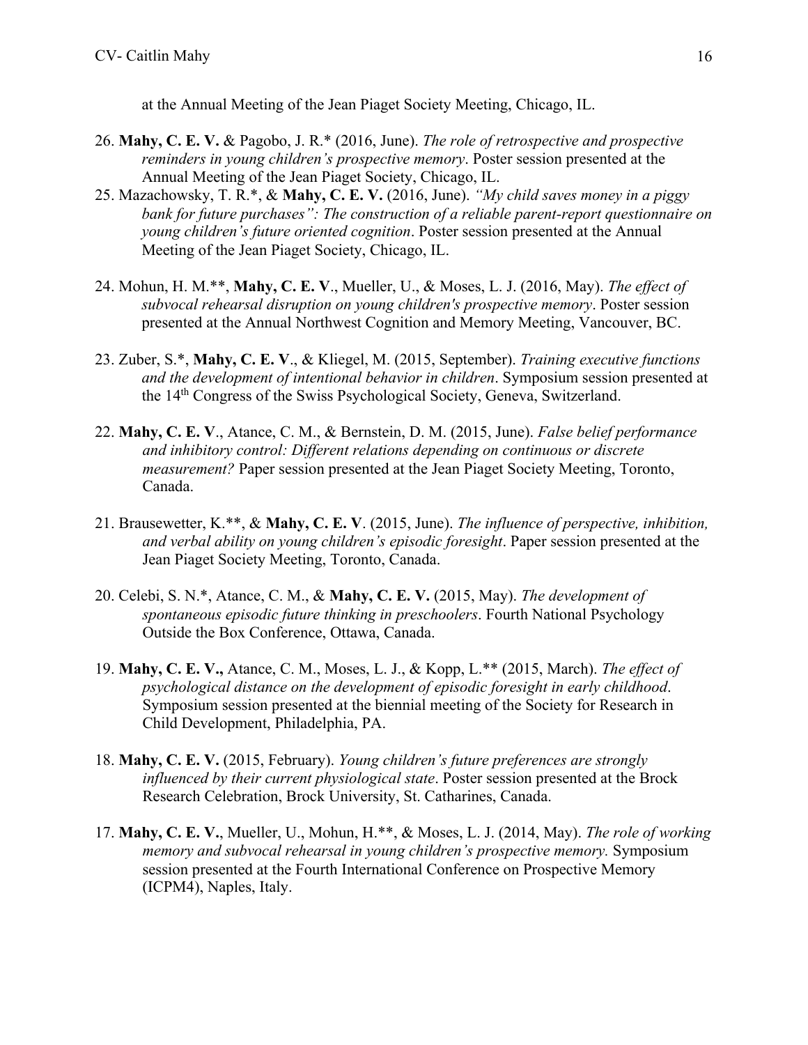at the Annual Meeting of the Jean Piaget Society Meeting, Chicago, IL.

26. **Mahy, C. E. V.** & Pagobo, J. R.* (2016, June). *The role of retrospective and prospective reminders in young children's prospective memory*. Poster session presented at the Annual Meeting of the Jean Piaget Society, Chicago, IL.

25. Mazachowsky, T. R.*, & **Mahy, C. E. V.** (2016, June). *"My child saves money in a piggy bank for future purchases": The construction of a reliable parent-report questionnaire on young children's future oriented cognition*. Poster session presented at the Annual Meeting of the Jean Piaget Society, Chicago, IL.

24. Mohun, H. M.**, **Mahy, C. E. V**., Mueller, U., & Moses, L. J. (2016, May). *The effect of subvocal rehearsal disruption on young children's prospective memory*. Poster session presented at the Annual Northwest Cognition and Memory Meeting, Vancouver, BC.

23. Zuber, S.*, **Mahy, C. E. V**., & Kliegel, M. (2015, September). *Training executive functions and the development of intentional behavior in children*. Symposium session presented at the 14th Congress of the Swiss Psychological Society, Geneva, Switzerland.

22. **Mahy, C. E. V**., Atance, C. M., & Bernstein, D. M. (2015, June). *False belief performance and inhibitory control: Different relations depending on continuous or discrete measurement?* Paper session presented at the Jean Piaget Society Meeting, Toronto, Canada.

21. Brausewetter, K.**, & **Mahy, C. E. V**. (2015, June). *The influence of perspective, inhibition, and verbal ability on young children's episodic foresight*. Paper session presented at the Jean Piaget Society Meeting, Toronto, Canada.

20. Celebi, S. N.*, Atance, C. M., & **Mahy, C. E. V.** (2015, May). *The development of spontaneous episodic future thinking in preschoolers*. Fourth National Psychology Outside the Box Conference, Ottawa, Canada.

19. **Mahy, C. E. V.,** Atance, C. M., Moses, L. J., & Kopp, L.** (2015, March). *The effect of psychological distance on the development of episodic foresight in early childhood*. Symposium session presented at the biennial meeting of the Society for Research in Child Development, Philadelphia, PA.

18. **Mahy, C. E. V.** (2015, February). *Young children's future preferences are strongly influenced by their current physiological state*. Poster session presented at the Brock Research Celebration, Brock University, St. Catharines, Canada.

17. **Mahy, C. E. V.**, Mueller, U., Mohun, H.**, & Moses, L. J. (2014, May). *The role of working memory and subvocal rehearsal in young children's prospective memory.* Symposium session presented at the Fourth International Conference on Prospective Memory (ICPM4), Naples, Italy.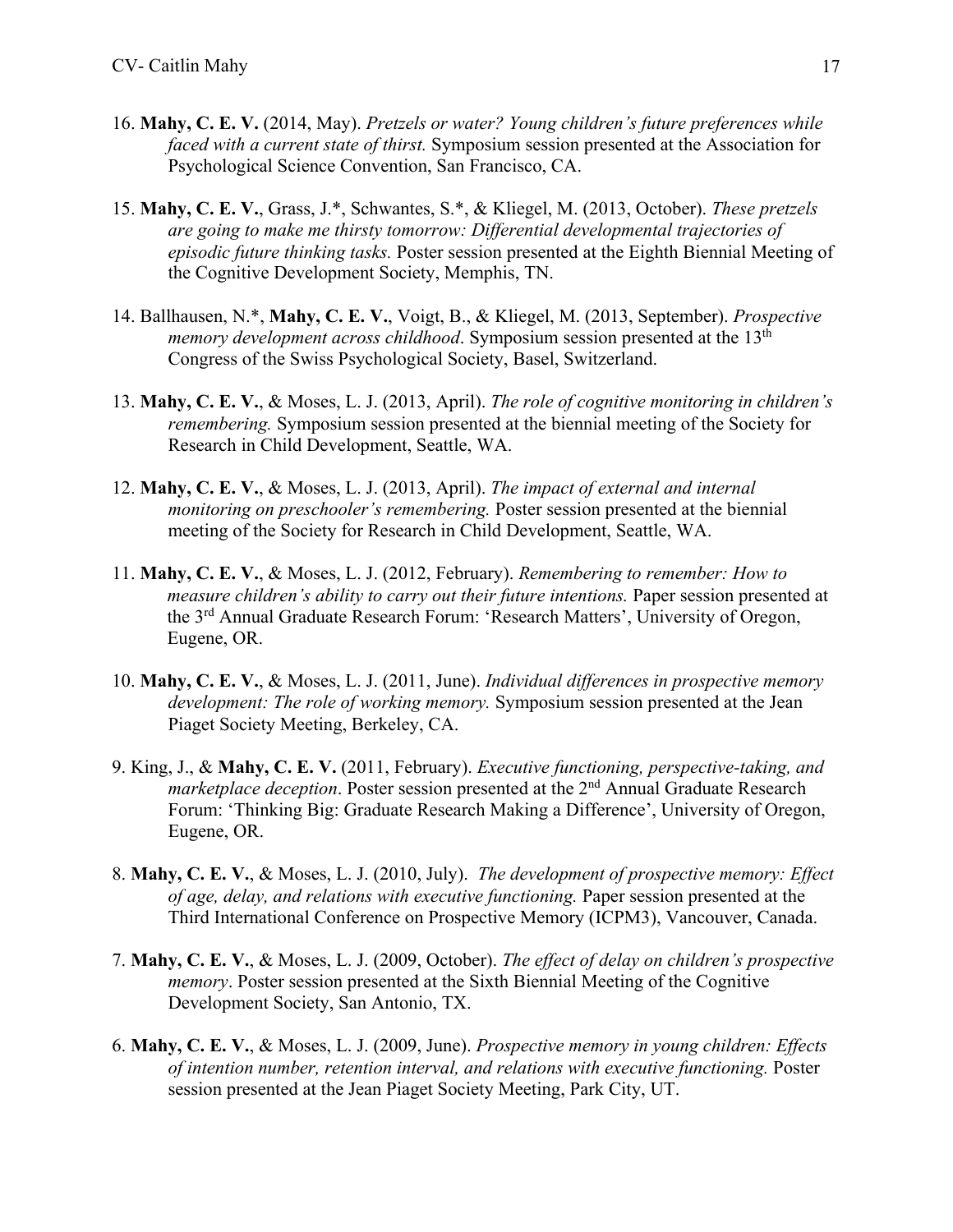16. **Mahy, C. E. V.** (2014, May). *Pretzels or water? Young children's future preferences while faced with a current state of thirst.* Symposium session presented at the Association for Psychological Science Convention, San Francisco, CA.

15. **Mahy, C. E. V.**, Grass, J.*, Schwantes, S.*, & Kliegel, M. (2013, October). *These pretzels are going to make me thirsty tomorrow: Differential developmental trajectories of episodic future thinking tasks.* Poster session presented at the Eighth Biennial Meeting of the Cognitive Development Society, Memphis, TN.

14. Ballhausen, N.*, **Mahy, C. E. V.**, Voigt, B., & Kliegel, M. (2013, September). *Prospective memory development across childhood*. Symposium session presented at the 13th Congress of the Swiss Psychological Society, Basel, Switzerland.

13. **Mahy, C. E. V.**, & Moses, L. J. (2013, April). *The role of cognitive monitoring in children's remembering.* Symposium session presented at the biennial meeting of the Society for Research in Child Development, Seattle, WA.

12. **Mahy, C. E. V.**, & Moses, L. J. (2013, April). *The impact of external and internal monitoring on preschooler's remembering.* Poster session presented at the biennial meeting of the Society for Research in Child Development, Seattle, WA.

11. **Mahy, C. E. V.**, & Moses, L. J. (2012, February). *Remembering to remember: How to measure children's ability to carry out their future intentions.* Paper session presented at the 3rd Annual Graduate Research Forum: 'Research Matters', University of Oregon, Eugene, OR.

10. **Mahy, C. E. V.**, & Moses, L. J. (2011, June). *Individual differences in prospective memory development: The role of working memory.* Symposium session presented at the Jean Piaget Society Meeting, Berkeley, CA.

9. King, J., & **Mahy, C. E. V.** (2011, February). *Executive functioning, perspective-taking, and marketplace deception*. Poster session presented at the 2nd Annual Graduate Research Forum: 'Thinking Big: Graduate Research Making a Difference', University of Oregon, Eugene, OR.

8. **Mahy, C. E. V.**, & Moses, L. J. (2010, July). *The development of prospective memory: Effect of age, delay, and relations with executive functioning.* Paper session presented at the Third International Conference on Prospective Memory (ICPM3), Vancouver, Canada.

7. **Mahy, C. E. V.**, & Moses, L. J. (2009, October). *The effect of delay on children's prospective memory*. Poster session presented at the Sixth Biennial Meeting of the Cognitive Development Society, San Antonio, TX.

6. **Mahy, C. E. V.**, & Moses, L. J. (2009, June). *Prospective memory in young children: Effects of intention number, retention interval, and relations with executive functioning.* Poster session presented at the Jean Piaget Society Meeting, Park City, UT.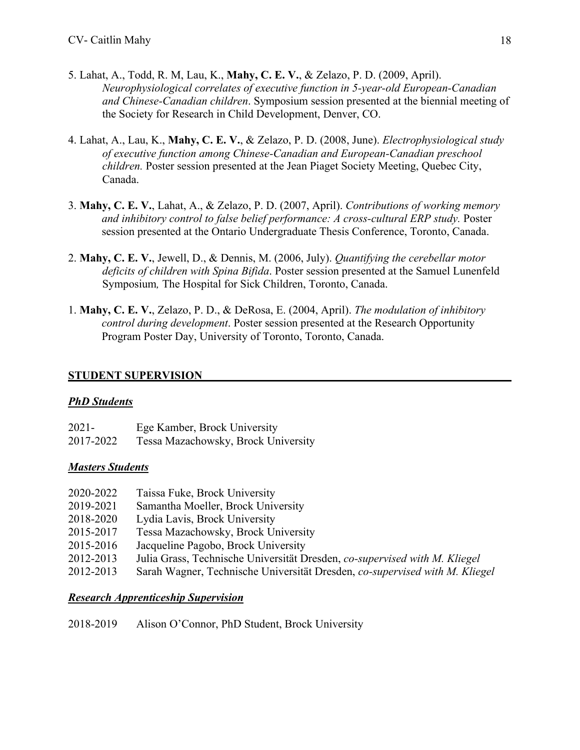5. Lahat, A., Todd, R. M, Lau, K., **Mahy, C. E. V.**, & Zelazo, P. D. (2009, April). *Neurophysiological correlates of executive function in 5-year-old European-Canadian and Chinese-Canadian children*. Symposium session presented at the biennial meeting of the Society for Research in Child Development, Denver, CO.

4. Lahat, A., Lau, K., **Mahy, C. E. V.**, & Zelazo, P. D. (2008, June). *Electrophysiological study of executive function among Chinese-Canadian and European-Canadian preschool children.* Poster session presented at the Jean Piaget Society Meeting, Quebec City, Canada.

3. **Mahy, C. E. V.**, Lahat, A., & Zelazo, P. D. (2007, April). *Contributions of working memory and inhibitory control to false belief performance: A cross-cultural ERP study.* Poster session presented at the Ontario Undergraduate Thesis Conference, Toronto, Canada.

2. **Mahy, C. E. V.**, Jewell, D., & Dennis, M. (2006, July). *Quantifying the cerebellar motor deficits of children with Spina Bifida*. Poster session presented at the Samuel Lunenfeld Symposium*,* The Hospital for Sick Children, Toronto, Canada.

1. **Mahy, C. E. V.**, Zelazo, P. D., & DeRosa, E. (2004, April). *The modulation of inhibitory control during development*. Poster session presented at the Research Opportunity Program Poster Day, University of Toronto, Toronto, Canada.

## STUDENT SUPERVISION

### *PhD Students*

2021- Ege Kamber, Brock University
2017-2022 Tessa Mazachowsky, Brock University

### *Masters Students*

2020-2022 Taissa Fuke, Brock University
2019-2021 Samantha Moeller, Brock University
2018-2020 Lydia Lavis, Brock University
2015-2017 Tessa Mazachowsky, Brock University
2015-2016 Jacqueline Pagobo, Brock University
2012-2013 Julia Grass, Technische Universität Dresden, *co-supervised with M. Kliegel*
2012-2013 Sarah Wagner, Technische Universität Dresden, *co-supervised with M. Kliegel*

### *Research Apprenticeship Supervision*

2018-2019 Alison O'Connor, PhD Student, Brock University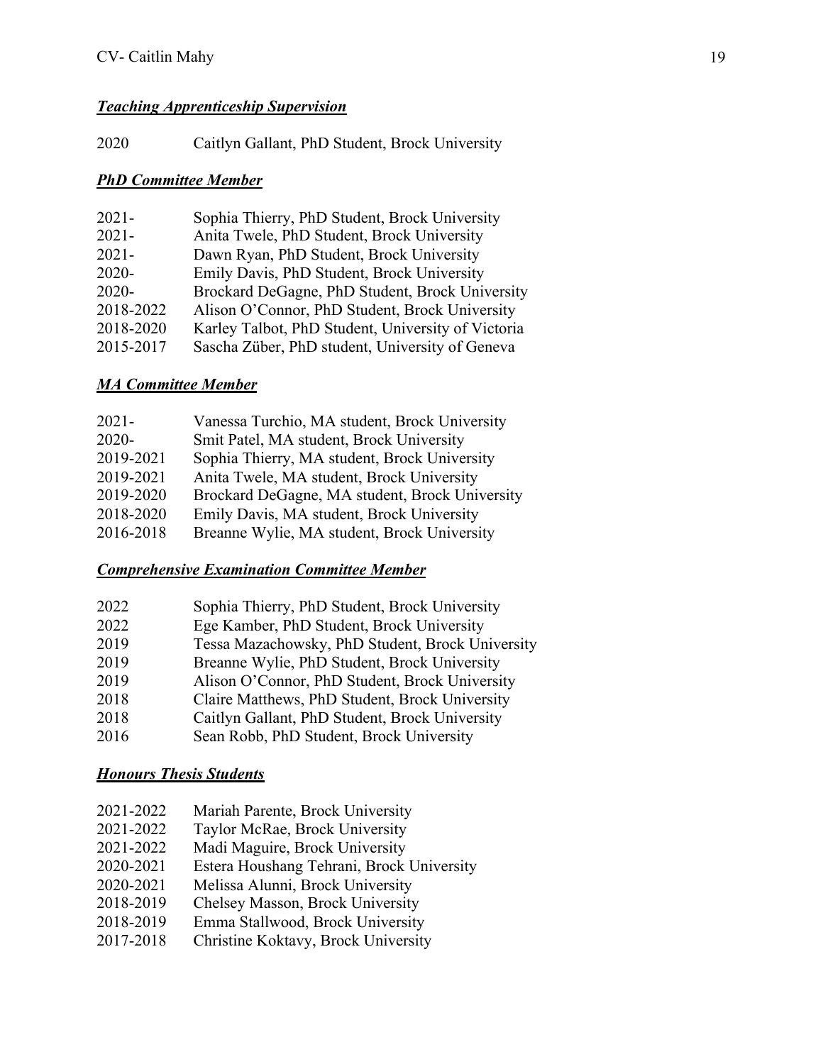***Teaching Apprenticeship Supervision***

2020 Caitlyn Gallant, PhD Student, Brock University

***PhD Committee Member***

2021- Sophia Thierry, PhD Student, Brock University
2021- Anita Twele, PhD Student, Brock University
2021- Dawn Ryan, PhD Student, Brock University
2020- Emily Davis, PhD Student, Brock University
2020- Brockard DeGagne, PhD Student, Brock University
2018-2022 Alison O'Connor, PhD Student, Brock University
2018-2020 Karley Talbot, PhD Student, University of Victoria
2015-2017 Sascha Züber, PhD student, University of Geneva

***MA Committee Member***

2021- Vanessa Turchio, MA student, Brock University
2020- Smit Patel, MA student, Brock University
2019-2021 Sophia Thierry, MA student, Brock University
2019-2021 Anita Twele, MA student, Brock University
2019-2020 Brockard DeGagne, MA student, Brock University
2018-2020 Emily Davis, MA student, Brock University
2016-2018 Breanne Wylie, MA student, Brock University

***Comprehensive Examination Committee Member***

2022 Sophia Thierry, PhD Student, Brock University
2022 Ege Kamber, PhD Student, Brock University
2019 Tessa Mazachowsky, PhD Student, Brock University
2019 Breanne Wylie, PhD Student, Brock University
2019 Alison O'Connor, PhD Student, Brock University
2018 Claire Matthews, PhD Student, Brock University
2018 Caitlyn Gallant, PhD Student, Brock University
2016 Sean Robb, PhD Student, Brock University

***Honours Thesis Students***

2021-2022 Mariah Parente, Brock University
2021-2022 Taylor McRae, Brock University
2021-2022 Madi Maguire, Brock University
2020-2021 Estera Houshang Tehrani, Brock University
2020-2021 Melissa Alunni, Brock University
2018-2019 Chelsey Masson, Brock University
2018-2019 Emma Stallwood, Brock University
2017-2018 Christine Koktavy, Brock University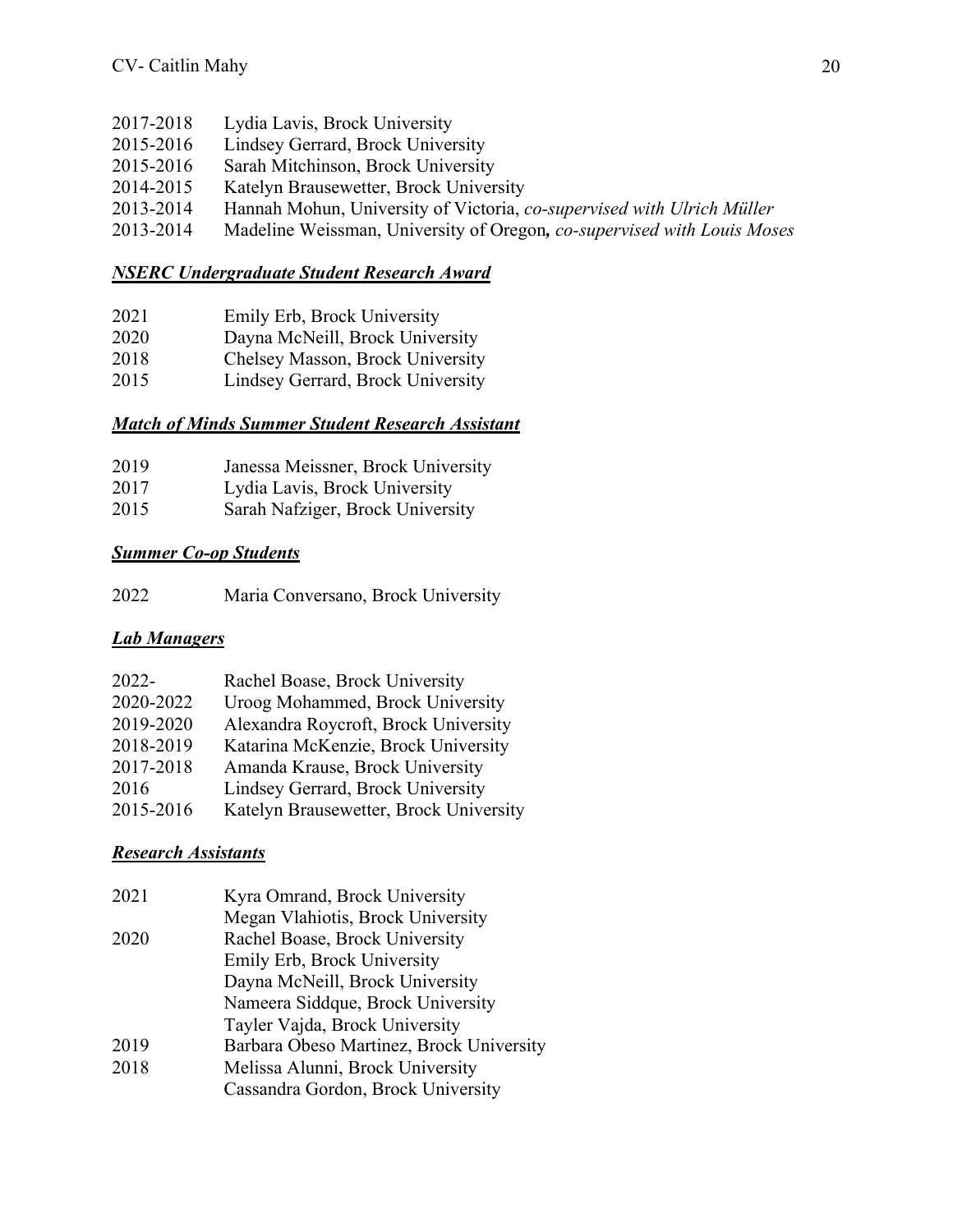2017-2018 Lydia Lavis, Brock University
2015-2016 Lindsey Gerrard, Brock University
2015-2016 Sarah Mitchinson, Brock University
2014-2015 Katelyn Brausewetter, Brock University
2013-2014 Hannah Mohun, University of Victoria, *co-supervised with Ulrich Müller*
2013-2014 Madeline Weissman, University of Oregon*, co-supervised with Louis Moses*

### ***NSERC Undergraduate Student Research Award***

2021 Emily Erb, Brock University
2020 Dayna McNeill, Brock University
2018 Chelsey Masson, Brock University
2015 Lindsey Gerrard, Brock University

### ***Match of Minds Summer Student Research Assistant***

2019 Janessa Meissner, Brock University
2017 Lydia Lavis, Brock University
2015 Sarah Nafziger, Brock University

### ***Summer Co-op Students***

2022 Maria Conversano, Brock University

### ***Lab Managers***

2022- Rachel Boase, Brock University
2020-2022 Uroog Mohammed, Brock University
2019-2020 Alexandra Roycroft, Brock University
2018-2019 Katarina McKenzie, Brock University
2017-2018 Amanda Krause, Brock University
2016 Lindsey Gerrard, Brock University
2015-2016 Katelyn Brausewetter, Brock University

### ***Research Assistants***

2021 Kyra Omrand, Brock University
Megan Vlahiotis, Brock University
2020 Rachel Boase, Brock University
Emily Erb, Brock University
Dayna McNeill, Brock University
Nameera Siddque, Brock University
Tayler Vajda, Brock University
2019 Barbara Obeso Martinez, Brock University
2018 Melissa Alunni, Brock University
Cassandra Gordon, Brock University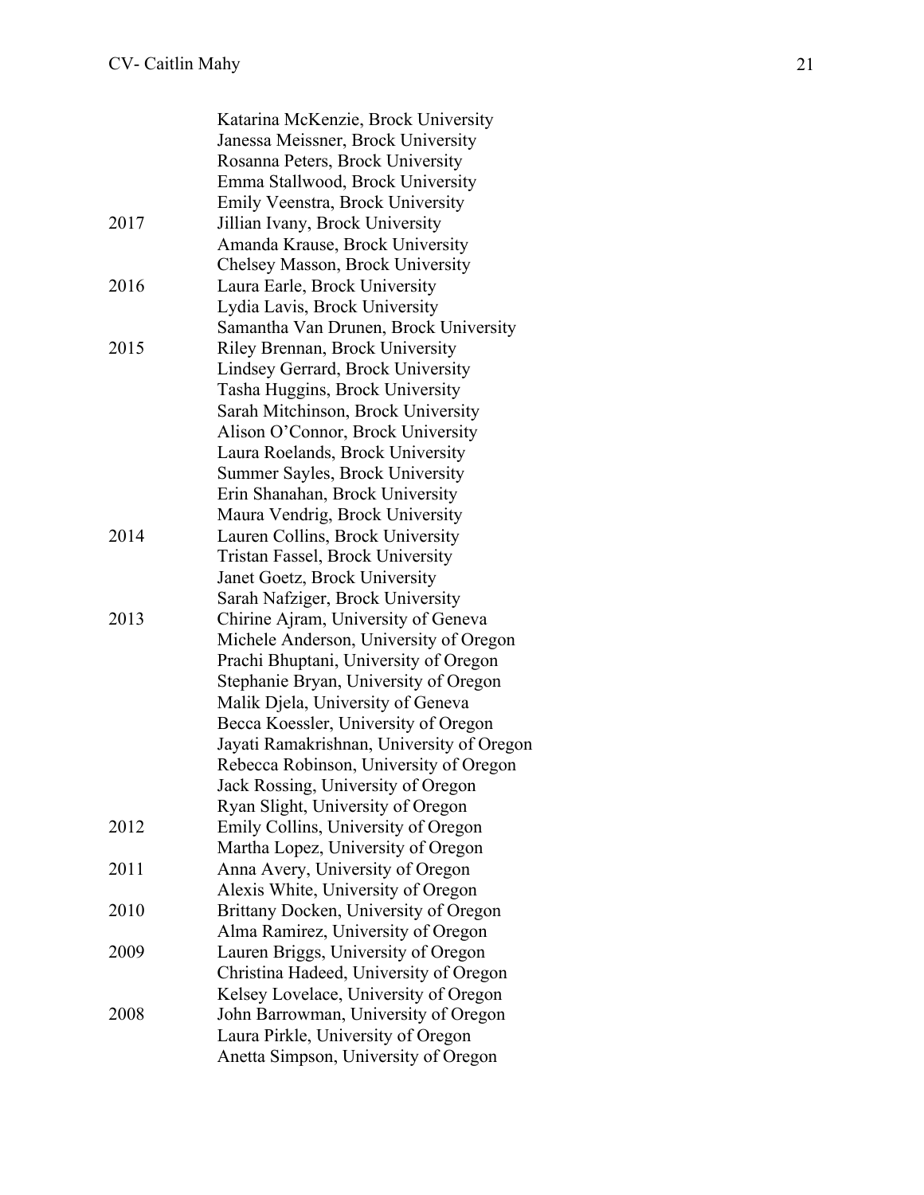| | |
|---|---|
| | Katarina McKenzie, Brock University |
| | Janessa Meissner, Brock University |
| | Rosanna Peters, Brock University |
| | Emma Stallwood, Brock University |
| | Emily Veenstra, Brock University |
| 2017 | Jillian Ivany, Brock University |
| | Amanda Krause, Brock University |
| | Chelsey Masson, Brock University |
| 2016 | Laura Earle, Brock University |
| | Lydia Lavis, Brock University |
| | Samantha Van Drunen, Brock University |
| 2015 | Riley Brennan, Brock University |
| | Lindsey Gerrard, Brock University |
| | Tasha Huggins, Brock University |
| | Sarah Mitchinson, Brock University |
| | Alison O'Connor, Brock University |
| | Laura Roelands, Brock University |
| | Summer Sayles, Brock University |
| | Erin Shanahan, Brock University |
| | Maura Vendrig, Brock University |
| 2014 | Lauren Collins, Brock University |
| | Tristan Fassel, Brock University |
| | Janet Goetz, Brock University |
| | Sarah Nafziger, Brock University |
| 2013 | Chirine Ajram, University of Geneva |
| | Michele Anderson, University of Oregon |
| | Prachi Bhuptani, University of Oregon |
| | Stephanie Bryan, University of Oregon |
| | Malik Djela, University of Geneva |
| | Becca Koessler, University of Oregon |
| | Jayati Ramakrishnan, University of Oregon |
| | Rebecca Robinson, University of Oregon |
| | Jack Rossing, University of Oregon |
| | Ryan Slight, University of Oregon |
| 2012 | Emily Collins, University of Oregon |
| | Martha Lopez, University of Oregon |
| 2011 | Anna Avery, University of Oregon |
| | Alexis White, University of Oregon |
| 2010 | Brittany Docken, University of Oregon |
| | Alma Ramirez, University of Oregon |
| 2009 | Lauren Briggs, University of Oregon |
| | Christina Hadeed, University of Oregon |
| | Kelsey Lovelace, University of Oregon |
| 2008 | John Barrowman, University of Oregon |
| | Laura Pirkle, University of Oregon |
| | Anetta Simpson, University of Oregon |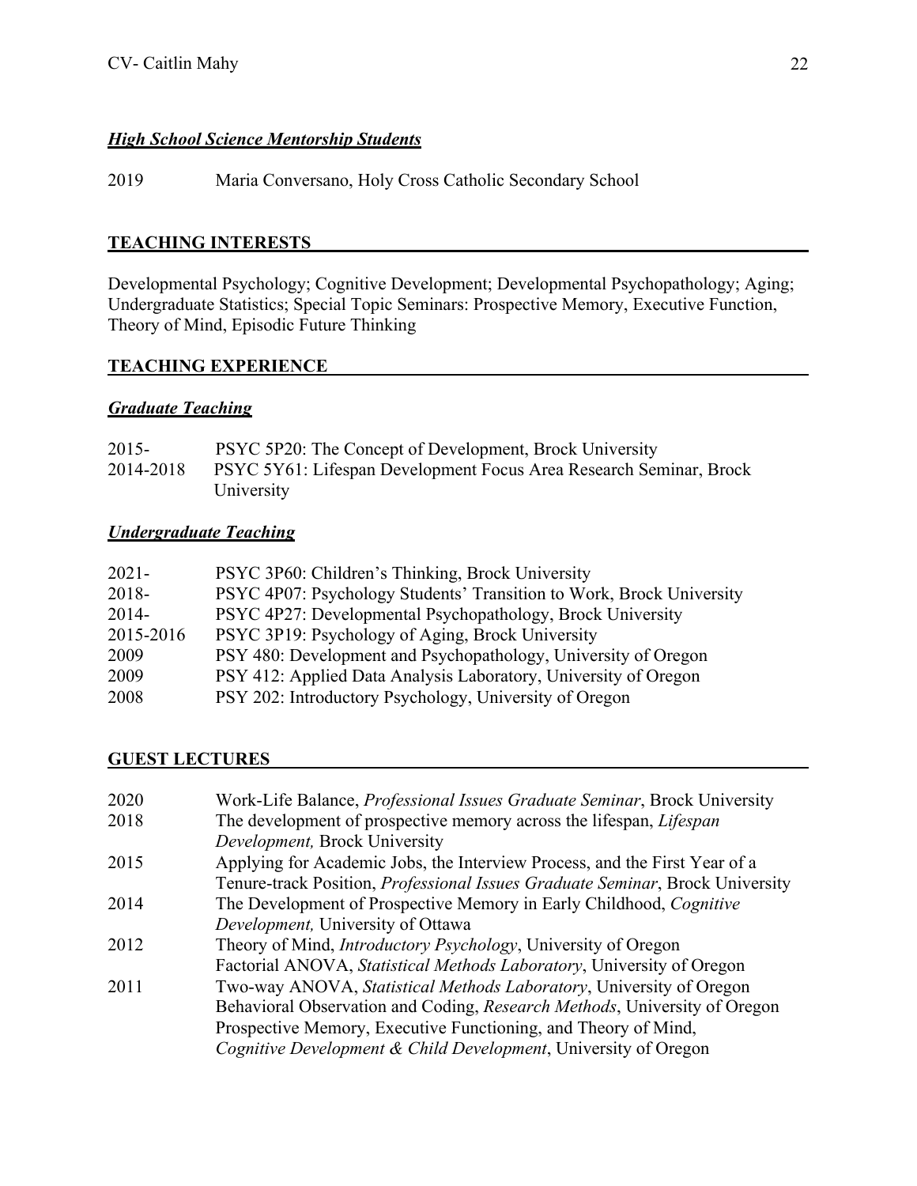### ***High School Science Mentorship Students***

2019 Maria Conversano, Holy Cross Catholic Secondary School

## **TEACHING INTERESTS**

Developmental Psychology; Cognitive Development; Developmental Psychopathology; Aging; Undergraduate Statistics; Special Topic Seminars: Prospective Memory, Executive Function, Theory of Mind, Episodic Future Thinking

## **TEACHING EXPERIENCE**

### ***Graduate Teaching***

2015- PSYC 5P20: The Concept of Development, Brock University
2014-2018 PSYC 5Y61: Lifespan Development Focus Area Research Seminar, Brock University

### ***Undergraduate Teaching***

2021- PSYC 3P60: Children's Thinking, Brock University
2018- PSYC 4P07: Psychology Students' Transition to Work, Brock University
2014- PSYC 4P27: Developmental Psychopathology, Brock University
2015-2016 PSYC 3P19: Psychology of Aging, Brock University
2009 PSY 480: Development and Psychopathology, University of Oregon
2009 PSY 412: Applied Data Analysis Laboratory, University of Oregon
2008 PSY 202: Introductory Psychology, University of Oregon

## **GUEST LECTURES**

2020 Work-Life Balance, *Professional Issues Graduate Seminar*, Brock University
2018 The development of prospective memory across the lifespan, *Lifespan Development,* Brock University
2015 Applying for Academic Jobs, the Interview Process, and the First Year of a Tenure-track Position, *Professional Issues Graduate Seminar*, Brock University
2014 The Development of Prospective Memory in Early Childhood, *Cognitive Development,* University of Ottawa
2012 Theory of Mind, *Introductory Psychology*, University of Oregon
Factorial ANOVA, *Statistical Methods Laboratory*, University of Oregon
2011 Two-way ANOVA, *Statistical Methods Laboratory*, University of Oregon
Behavioral Observation and Coding, *Research Methods*, University of Oregon
Prospective Memory, Executive Functioning, and Theory of Mind, *Cognitive Development & Child Development*, University of Oregon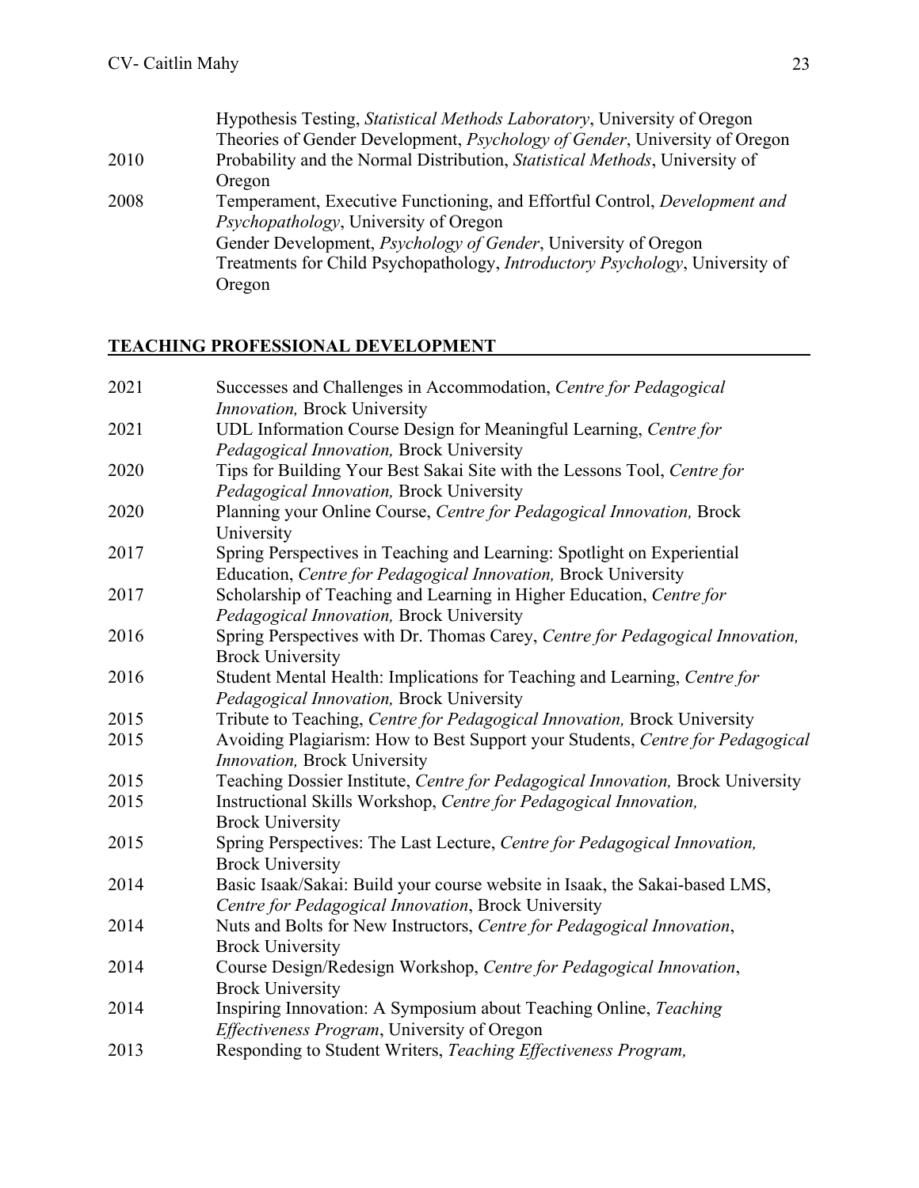Hypothesis Testing, *Statistical Methods Laboratory*, University of Oregon
Theories of Gender Development, *Psychology of Gender*, University of Oregon

2010 Probability and the Normal Distribution, *Statistical Methods*, University of Oregon

2008 Temperament, Executive Functioning, and Effortful Control, *Development and Psychopathology*, University of Oregon
Gender Development, *Psychology of Gender*, University of Oregon
Treatments for Child Psychopathology, *Introductory Psychology*, University of Oregon

## TEACHING PROFESSIONAL DEVELOPMENT

2021 Successes and Challenges in Accommodation, *Centre for Pedagogical Innovation,* Brock University

2021 UDL Information Course Design for Meaningful Learning, *Centre for Pedagogical Innovation,* Brock University

2020 Tips for Building Your Best Sakai Site with the Lessons Tool, *Centre for Pedagogical Innovation,* Brock University

2020 Planning your Online Course, *Centre for Pedagogical Innovation,* Brock University

2017 Spring Perspectives in Teaching and Learning: Spotlight on Experiential Education, *Centre for Pedagogical Innovation,* Brock University

2017 Scholarship of Teaching and Learning in Higher Education, *Centre for Pedagogical Innovation,* Brock University

2016 Spring Perspectives with Dr. Thomas Carey, *Centre for Pedagogical Innovation,* Brock University

2016 Student Mental Health: Implications for Teaching and Learning, *Centre for Pedagogical Innovation,* Brock University

2015 Tribute to Teaching, *Centre for Pedagogical Innovation,* Brock University

2015 Avoiding Plagiarism: How to Best Support your Students, *Centre for Pedagogical Innovation,* Brock University

2015 Teaching Dossier Institute, *Centre for Pedagogical Innovation,* Brock University

2015 Instructional Skills Workshop, *Centre for Pedagogical Innovation,* Brock University

2015 Spring Perspectives: The Last Lecture, *Centre for Pedagogical Innovation,* Brock University

2014 Basic Isaak/Sakai: Build your course website in Isaak, the Sakai-based LMS, *Centre for Pedagogical Innovation*, Brock University

2014 Nuts and Bolts for New Instructors, *Centre for Pedagogical Innovation*, Brock University

2014 Course Design/Redesign Workshop, *Centre for Pedagogical Innovation*, Brock University

2014 Inspiring Innovation: A Symposium about Teaching Online, *Teaching Effectiveness Program*, University of Oregon

2013 Responding to Student Writers, *Teaching Effectiveness Program,*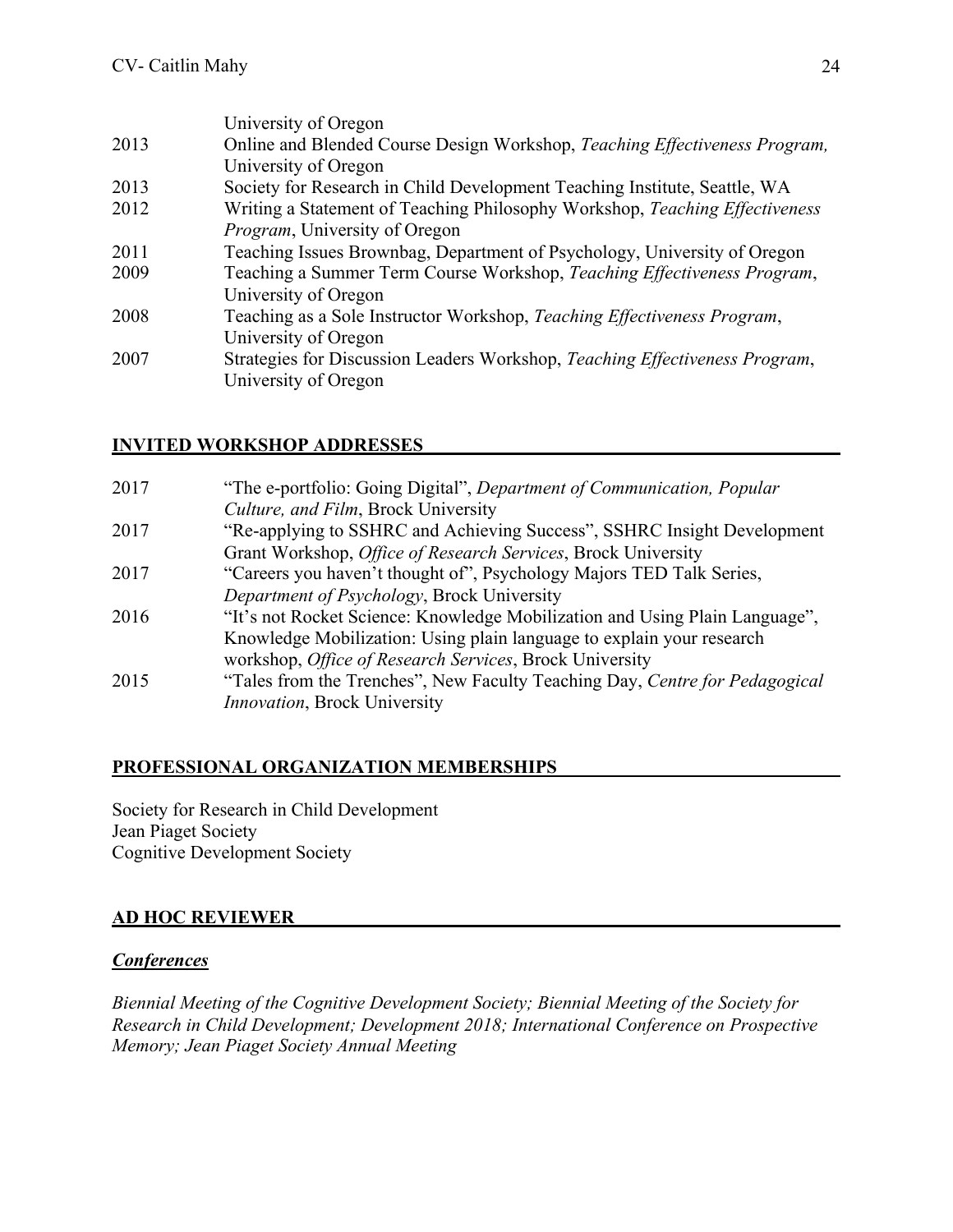University of Oregon

2013 Online and Blended Course Design Workshop, *Teaching Effectiveness Program,* University of Oregon

2013 Society for Research in Child Development Teaching Institute, Seattle, WA

2012 Writing a Statement of Teaching Philosophy Workshop, *Teaching Effectiveness Program*, University of Oregon

2011 Teaching Issues Brownbag, Department of Psychology, University of Oregon

2009 Teaching a Summer Term Course Workshop, *Teaching Effectiveness Program*, University of Oregon

2008 Teaching as a Sole Instructor Workshop, *Teaching Effectiveness Program*, University of Oregon

2007 Strategies for Discussion Leaders Workshop, *Teaching Effectiveness Program*, University of Oregon

## INVITED WORKSHOP ADDRESSES

2017 "The e-portfolio: Going Digital", *Department of Communication, Popular Culture, and Film*, Brock University

2017 "Re-applying to SSHRC and Achieving Success", SSHRC Insight Development Grant Workshop, *Office of Research Services*, Brock University

2017 "Careers you haven't thought of", Psychology Majors TED Talk Series, *Department of Psychology*, Brock University

2016 "It's not Rocket Science: Knowledge Mobilization and Using Plain Language", Knowledge Mobilization: Using plain language to explain your research workshop, *Office of Research Services*, Brock University

2015 "Tales from the Trenches", New Faculty Teaching Day, *Centre for Pedagogical Innovation*, Brock University

## PROFESSIONAL ORGANIZATION MEMBERSHIPS

Society for Research in Child Development
Jean Piaget Society
Cognitive Development Society

## AD HOC REVIEWER

### ***Conferences***

*Biennial Meeting of the Cognitive Development Society; Biennial Meeting of the Society for Research in Child Development; Development 2018; International Conference on Prospective Memory; Jean Piaget Society Annual Meeting*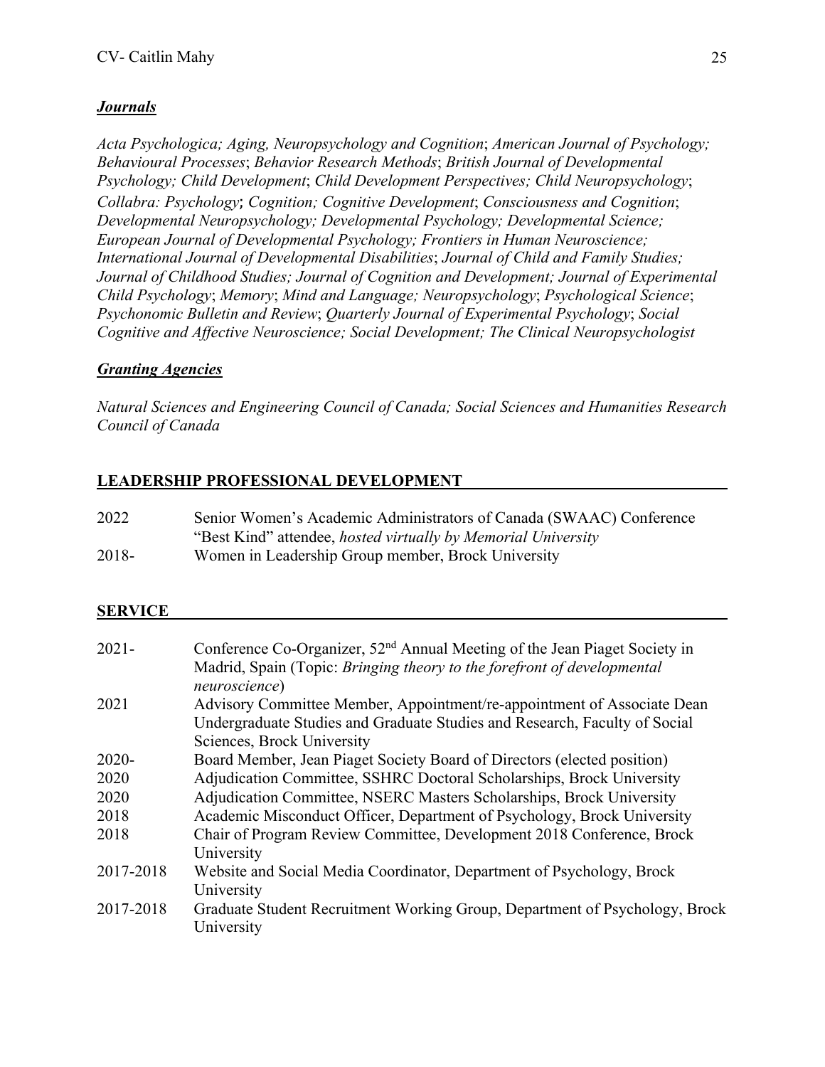***Journals***

*Acta Psychologica; Aging, Neuropsychology and Cognition*; *American Journal of Psychology; Behavioural Processes*; *Behavior Research Methods*; *British Journal of Developmental Psychology; Child Development*; *Child Development Perspectives; Child Neuropsychology*; *Collabra: Psychology***;** *Cognition; Cognitive Development*; *Consciousness and Cognition*; *Developmental Neuropsychology; Developmental Psychology; Developmental Science; European Journal of Developmental Psychology; Frontiers in Human Neuroscience; International Journal of Developmental Disabilities*; *Journal of Child and Family Studies; Journal of Childhood Studies; Journal of Cognition and Development; Journal of Experimental Child Psychology*; *Memory*; *Mind and Language; Neuropsychology*; *Psychological Science*; *Psychonomic Bulletin and Review*; *Quarterly Journal of Experimental Psychology*; *Social Cognitive and Affective Neuroscience; Social Development; The Clinical Neuropsychologist*

***Granting Agencies***

*Natural Sciences and Engineering Council of Canada; Social Sciences and Humanities Research Council of Canada*

## LEADERSHIP PROFESSIONAL DEVELOPMENT

2022 Senior Women's Academic Administrators of Canada (SWAAC) Conference "Best Kind" attendee, *hosted virtually by Memorial University*

2018- Women in Leadership Group member, Brock University

## SERVICE

2021- Conference Co-Organizer, 52nd Annual Meeting of the Jean Piaget Society in Madrid, Spain (Topic: *Bringing theory to the forefront of developmental neuroscience*)

2021 Advisory Committee Member, Appointment/re-appointment of Associate Dean Undergraduate Studies and Graduate Studies and Research, Faculty of Social Sciences, Brock University

2020- Board Member, Jean Piaget Society Board of Directors (elected position)

2020 Adjudication Committee, SSHRC Doctoral Scholarships, Brock University

2020 Adjudication Committee, NSERC Masters Scholarships, Brock University

2018 Academic Misconduct Officer, Department of Psychology, Brock University

2018 Chair of Program Review Committee, Development 2018 Conference, Brock University

2017-2018 Website and Social Media Coordinator, Department of Psychology, Brock University

2017-2018 Graduate Student Recruitment Working Group, Department of Psychology, Brock University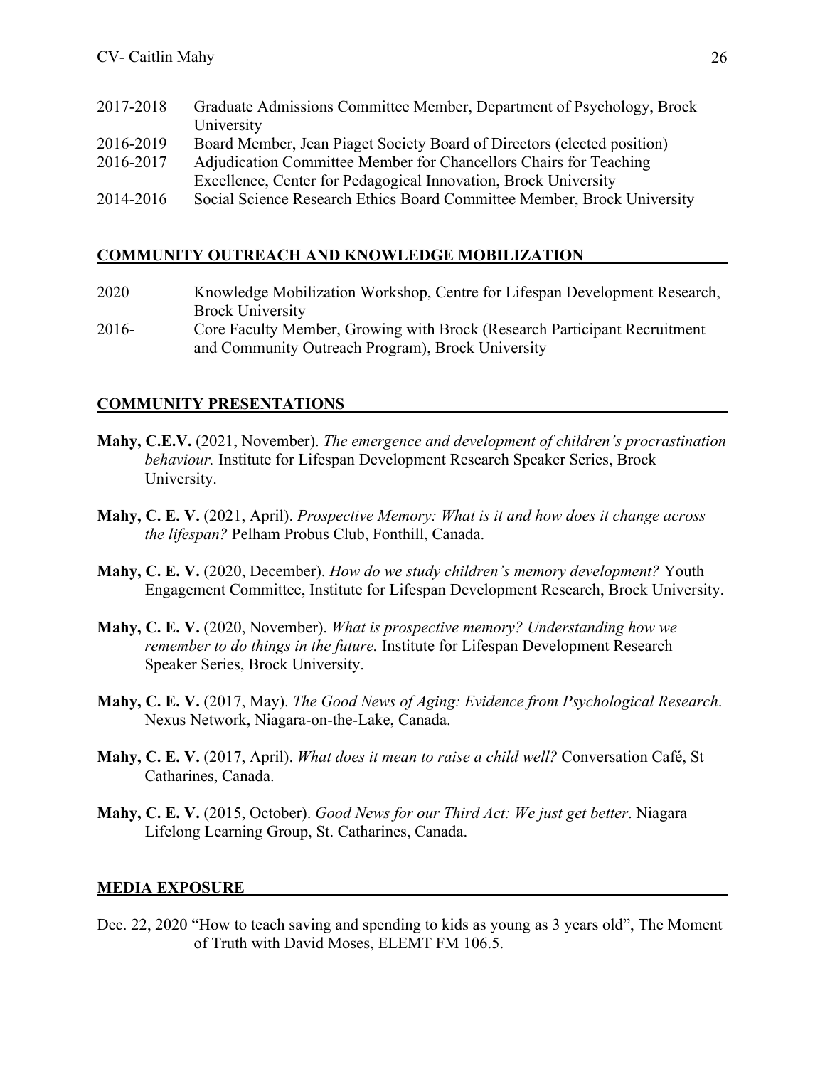2017-2018 Graduate Admissions Committee Member, Department of Psychology, Brock University

2016-2019 Board Member, Jean Piaget Society Board of Directors (elected position)

2016-2017 Adjudication Committee Member for Chancellors Chairs for Teaching Excellence, Center for Pedagogical Innovation, Brock University

2014-2016 Social Science Research Ethics Board Committee Member, Brock University

## COMMUNITY OUTREACH AND KNOWLEDGE MOBILIZATION

2020 Knowledge Mobilization Workshop, Centre for Lifespan Development Research, Brock University

2016- Core Faculty Member, Growing with Brock (Research Participant Recruitment and Community Outreach Program), Brock University

## COMMUNITY PRESENTATIONS

**Mahy, C.E.V.** (2021, November). *The emergence and development of children's procrastination behaviour.* Institute for Lifespan Development Research Speaker Series, Brock University.

**Mahy, C. E. V.** (2021, April). *Prospective Memory: What is it and how does it change across the lifespan?* Pelham Probus Club, Fonthill, Canada.

**Mahy, C. E. V.** (2020, December). *How do we study children's memory development?* Youth Engagement Committee, Institute for Lifespan Development Research, Brock University.

**Mahy, C. E. V.** (2020, November). *What is prospective memory? Understanding how we remember to do things in the future.* Institute for Lifespan Development Research Speaker Series, Brock University.

**Mahy, C. E. V.** (2017, May). *The Good News of Aging: Evidence from Psychological Research*. Nexus Network, Niagara-on-the-Lake, Canada.

**Mahy, C. E. V.** (2017, April). *What does it mean to raise a child well?* Conversation Café, St Catharines, Canada.

**Mahy, C. E. V.** (2015, October). *Good News for our Third Act: We just get better*. Niagara Lifelong Learning Group, St. Catharines, Canada.

## MEDIA EXPOSURE

Dec. 22, 2020 "How to teach saving and spending to kids as young as 3 years old", The Moment of Truth with David Moses, ELEMT FM 106.5.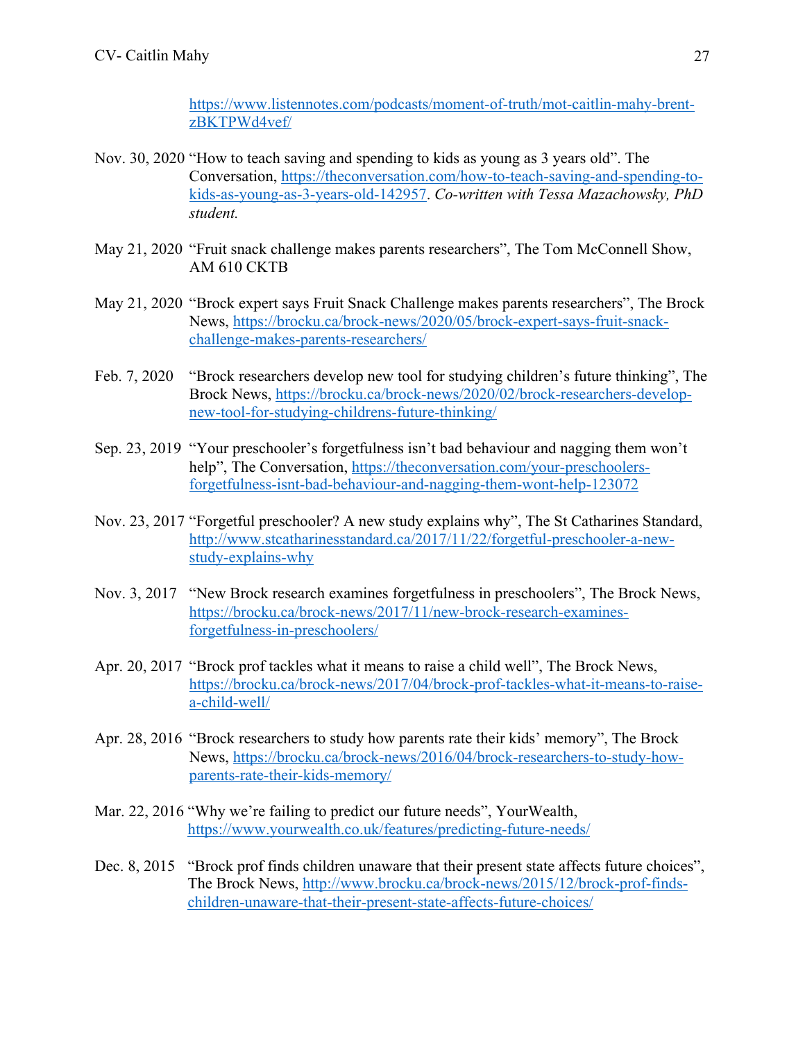https://www.listennotes.com/podcasts/moment-of-truth/mot-caitlin-mahy-brent-zBKTPWd4vef/

Nov. 30, 2020 "How to teach saving and spending to kids as young as 3 years old". The Conversation, https://theconversation.com/how-to-teach-saving-and-spending-to-kids-as-young-as-3-years-old-142957. *Co-written with Tessa Mazachowsky, PhD student.*

May 21, 2020 "Fruit snack challenge makes parents researchers", The Tom McConnell Show, AM 610 CKTB

May 21, 2020 "Brock expert says Fruit Snack Challenge makes parents researchers", The Brock News, https://brocku.ca/brock-news/2020/05/brock-expert-says-fruit-snack-challenge-makes-parents-researchers/

Feb. 7, 2020 "Brock researchers develop new tool for studying children's future thinking", The Brock News, https://brocku.ca/brock-news/2020/02/brock-researchers-develop-new-tool-for-studying-childrens-future-thinking/

Sep. 23, 2019 "Your preschooler's forgetfulness isn't bad behaviour and nagging them won't help", The Conversation, https://theconversation.com/your-preschoolers-forgetfulness-isnt-bad-behaviour-and-nagging-them-wont-help-123072

Nov. 23, 2017 "Forgetful preschooler? A new study explains why", The St Catharines Standard, http://www.stcatharinesstandard.ca/2017/11/22/forgetful-preschooler-a-new-study-explains-why

Nov. 3, 2017 "New Brock research examines forgetfulness in preschoolers", The Brock News, https://brocku.ca/brock-news/2017/11/new-brock-research-examines-forgetfulness-in-preschoolers/

Apr. 20, 2017 "Brock prof tackles what it means to raise a child well", The Brock News, https://brocku.ca/brock-news/2017/04/brock-prof-tackles-what-it-means-to-raise-a-child-well/

Apr. 28, 2016 "Brock researchers to study how parents rate their kids' memory", The Brock News, https://brocku.ca/brock-news/2016/04/brock-researchers-to-study-how-parents-rate-their-kids-memory/

Mar. 22, 2016 "Why we're failing to predict our future needs", YourWealth, https://www.yourwealth.co.uk/features/predicting-future-needs/

Dec. 8, 2015 "Brock prof finds children unaware that their present state affects future choices", The Brock News, http://www.brocku.ca/brock-news/2015/12/brock-prof-finds-children-unaware-that-their-present-state-affects-future-choices/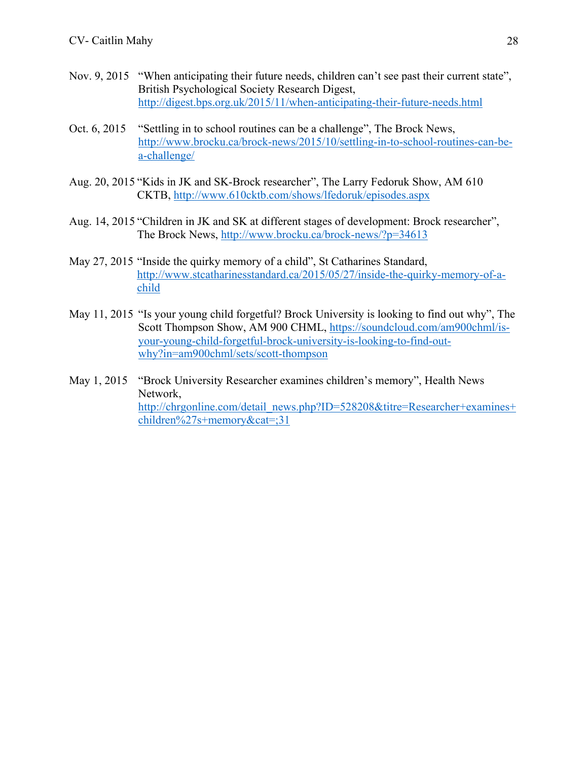Nov. 9, 2015 “When anticipating their future needs, children can’t see past their current state”, British Psychological Society Research Digest, http://digest.bps.org.uk/2015/11/when-anticipating-their-future-needs.html

Oct. 6, 2015 “Settling in to school routines can be a challenge”, The Brock News, http://www.brocku.ca/brock-news/2015/10/settling-in-to-school-routines-can-be-a-challenge/

Aug. 20, 2015 “Kids in JK and SK-Brock researcher”, The Larry Fedoruk Show, AM 610 CKTB, http://www.610cktb.com/shows/lfedoruk/episodes.aspx

Aug. 14, 2015 “Children in JK and SK at different stages of development: Brock researcher”, The Brock News, http://www.brocku.ca/brock-news/?p=34613

May 27, 2015 “Inside the quirky memory of a child”, St Catharines Standard, http://www.stcatharinesstandard.ca/2015/05/27/inside-the-quirky-memory-of-a-child

May 11, 2015 “Is your young child forgetful? Brock University is looking to find out why”, The Scott Thompson Show, AM 900 CHML, https://soundcloud.com/am900chml/is-your-young-child-forgetful-brock-university-is-looking-to-find-out-why?in=am900chml/sets/scott-thompson

May 1, 2015 “Brock University Researcher examines children’s memory”, Health News Network, http://chrgonline.com/detail_news.php?ID=528208&titre=Researcher+examines+children%27s+memory&cat=;31